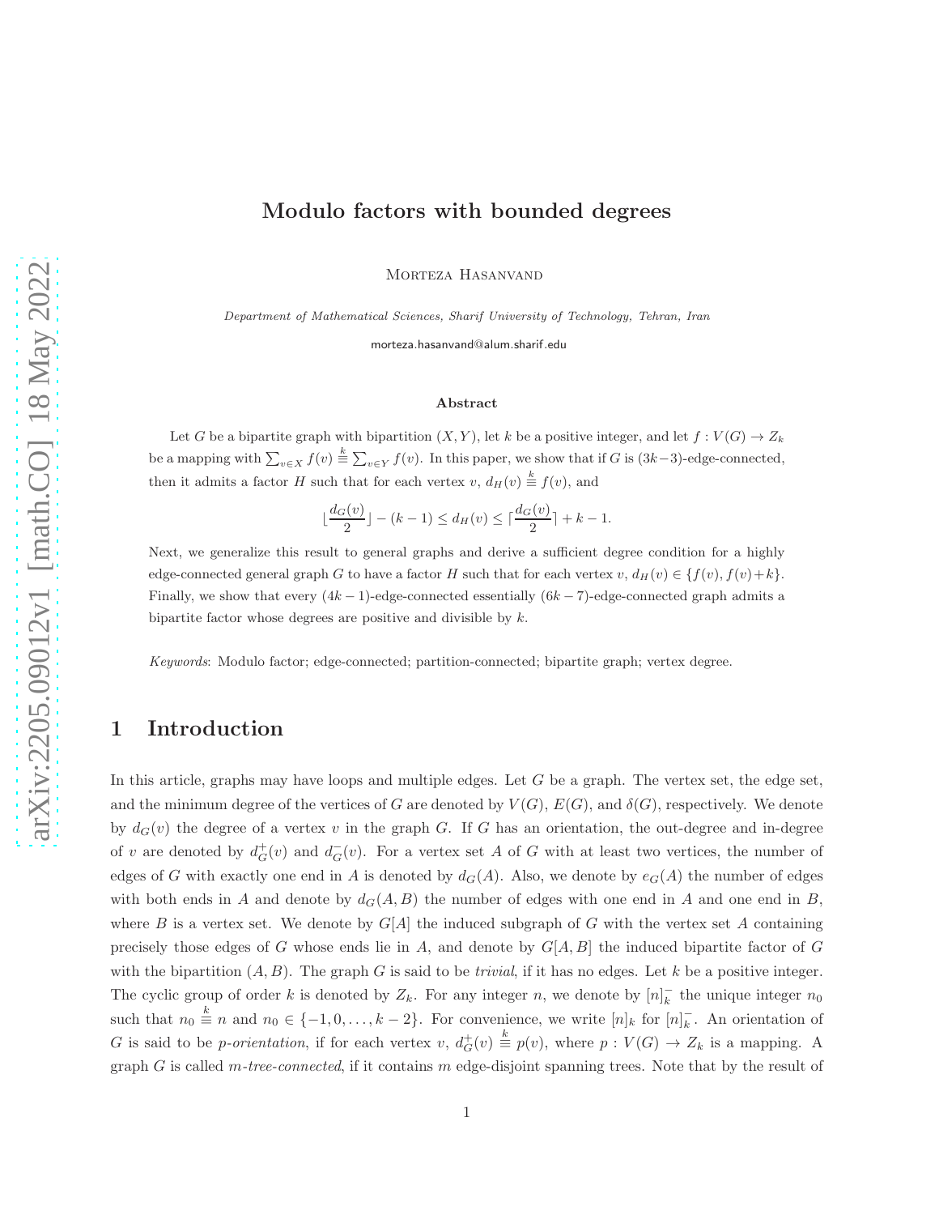# Modulo factors with bounded degrees

Morteza Hasanvand

*Department of Mathematical Sciences, Sharif University of Technology, Tehran, Iran*

morteza.hasanvand@alum.sharif.edu

### Abstract

Let $G$ be a bipartite graph with bipartition $(X, Y)$, let $k$ be a positive integer, and let $f : V(G) \to Z_k$ be a mapping with $\sum_{v\in X} f(v) \stackrel{k}{\equiv} \sum_{v\in Y} f(v)$. In this paper, we show that if $G$ is $(3k-3)$-edge-connected, then it admits a factor $H$ such that for each vertex $v$, $d_H(v) \stackrel{k}{\equiv} f(v)$, and

$$\lfloor \frac{d_G(v)}{2} \rfloor - (k-1) \le d_H(v) \le \lceil \frac{d_G(v)}{2} \rceil + k - 1.$$

Next, we generalize this result to general graphs and derive a sufficient degree condition for a highly edge-connected general graph $G$ to have a factor $H$ such that for each vertex $v$, $d_H(v) \in \{f(v), f(v)+k\}$. Finally, we show that every $(4k-1)$-edge-connected essentially $(6k-7)$-edge-connected graph admits a bipartite factor whose degrees are positive and divisible by $k$.

*Keywords*: Modulo factor; edge-connected; partition-connected; bipartite graph; vertex degree.

## 1 Introduction

In this article, graphs may have loops and multiple edges. Let $G$ be a graph. The vertex set, the edge set, and the minimum degree of the vertices of $G$ are denoted by $V(G)$, $E(G)$, and $\delta(G)$, respectively. We denote by $d_G(v)$ the degree of a vertex $v$ in the graph $G$. If $G$ has an orientation, the out-degree and in-degree of $v$ are denoted by $d^+_G(v)$ and $d^-_G(v)$. For a vertex set $A$ of $G$ with at least two vertices, the number of edges of $G$ with exactly one end in $A$ is denoted by $d_G(A)$. Also, we denote by $e_G(A)$ the number of edges with both ends in $A$ and denote by $d_G(A, B)$ the number of edges with one end in $A$ and one end in $B$, where $B$ is a vertex set. We denote by $G[A]$ the induced subgraph of $G$ with the vertex set $A$ containing precisely those edges of $G$ whose ends lie in $A$, and denote by $G[A, B]$ the induced bipartite factor of $G$ with the bipartition $(A, B)$. The graph $G$ is said to be *trivial*, if it has no edges. Let $k$ be a positive integer. The cyclic group of order $k$ is denoted by $Z_k$. For any integer $n$, we denote by $[n]^-_k$ the unique integer $n_0$ such that $n_0 \stackrel{k}{\equiv} n$ and $n_0 \in \{-1, 0, \dots, k-2\}$. For convenience, we write $[n]_k$ for $[n]^-_k$. An orientation of $G$ is said to be *p-orientation*, if for each vertex $v$, $d^+_G(v) \stackrel{k}{\equiv} p(v)$, where $p : V(G) \to Z_k$ is a mapping. A graph $G$ is called *m-tree-connected*, if it contains $m$ edge-disjoint spanning trees. Note that by the result of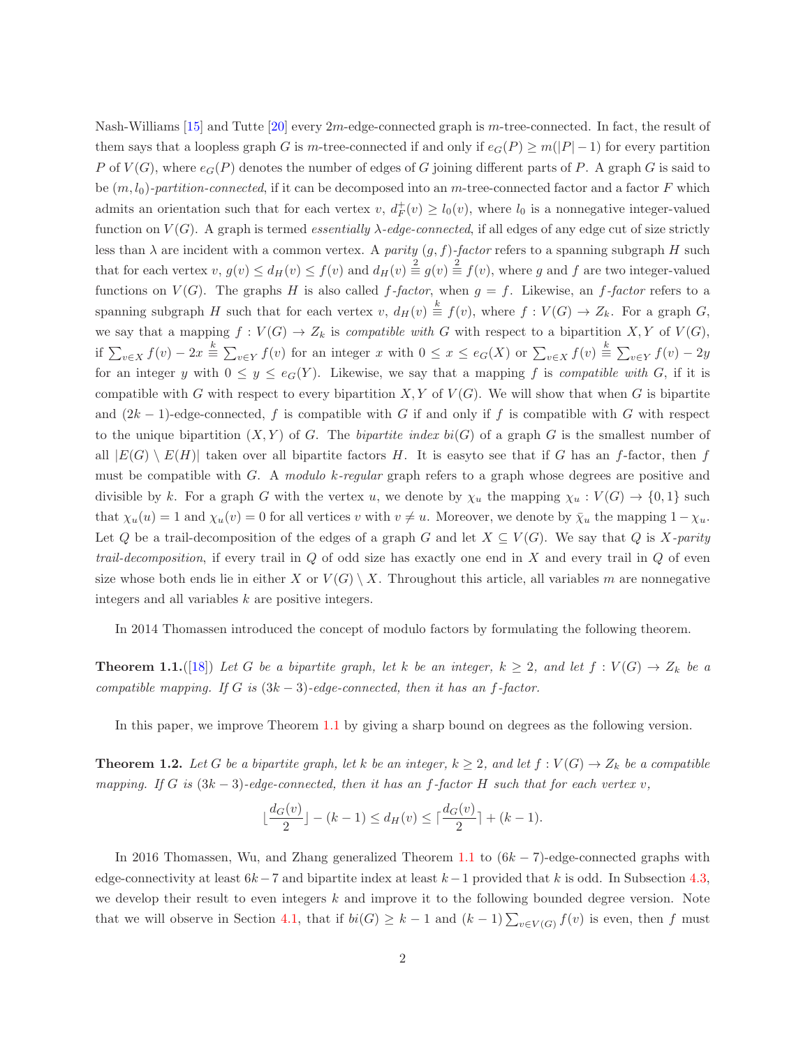Nash-Williams [15] and Tutte [20] every $2m$-edge-connected graph is $m$-tree-connected. In fact, the result of them says that a loopless graph $G$ is $m$-tree-connected if and only if $e_G(P) \ge m(|P|-1)$ for every partition $P$ of $V(G)$, where $e_G(P)$ denotes the number of edges of $G$ joining different parts of $P$. A graph $G$ is said to be $(m, l_0)$-*partition-connected*, if it can be decomposed into an $m$-tree-connected factor and a factor $F$ which admits an orientation such that for each vertex $v$, $d^+_F(v) \ge l_0(v)$, where $l_0$ is a nonnegative integer-valued function on $V(G)$. A graph is termed *essentially* $\lambda$-*edge-connected*, if all edges of any edge cut of size strictly less than $\lambda$ are incident with a common vertex. A *parity* $(g, f)$-*factor* refers to a spanning subgraph $H$ such that for each vertex $v$, $g(v) \le d_H(v) \le f(v)$ and $d_H(v) \stackrel{2}{\equiv} g(v) \stackrel{2}{\equiv} f(v)$, where $g$ and $f$ are two integer-valued functions on $V(G)$. The graphs $H$ is also called $f$-*factor*, when $g = f$. Likewise, an $f$-*factor* refers to a spanning subgraph $H$ such that for each vertex $v$, $d_H(v) \stackrel{k}{\equiv} f(v)$, where $f : V(G) \to Z_k$. For a graph $G$, we say that a mapping $f : V(G) \to Z_k$ is *compatible with* $G$ with respect to a bipartition $X, Y$ of $V(G)$, if $\sum_{v\in X} f(v) - 2x \stackrel{k}{\equiv} \sum_{v\in Y} f(v)$ for an integer $x$ with $0 \le x \le e_G(X)$ or $\sum_{v\in X} f(v) \stackrel{k}{\equiv} \sum_{v\in Y} f(v) - 2y$ for an integer $y$ with $0 \le y \le e_G(Y)$. Likewise, we say that a mapping $f$ is *compatible with* $G$, if it is compatible with $G$ with respect to every bipartition $X, Y$ of $V(G)$. We will show that when $G$ is bipartite and $(2k-1)$-edge-connected, $f$ is compatible with $G$ if and only if $f$ is compatible with $G$ with respect to the unique bipartition $(X, Y)$ of $G$. The *bipartite index* $bi(G)$ of a graph $G$ is the smallest number of all $|E(G) \setminus E(H)|$ taken over all bipartite factors $H$. It is easyto see that if $G$ has an $f$-factor, then $f$ must be compatible with $G$. A *modulo* $k$-*regular* graph refers to a graph whose degrees are positive and divisible by $k$. For a graph $G$ with the vertex $u$, we denote by $\chi_u$ the mapping $\chi_u : V(G) \to \{0, 1\}$ such that $\chi_u(u) = 1$ and $\chi_u(v) = 0$ for all vertices $v$ with $v \neq u$. Moreover, we denote by $\bar{\chi}_u$ the mapping $1 - \chi_u$. Let $Q$ be a trail-decomposition of the edges of a graph $G$ and let $X \subseteq V(G)$. We say that $Q$ is $X$-*parity trail-decomposition*, if every trail in $Q$ of odd size has exactly one end in $X$ and every trail in $Q$ of even size whose both ends lie in either $X$ or $V(G) \setminus X$. Throughout this article, all variables $m$ are nonnegative integers and all variables $k$ are positive integers.

In 2014 Thomassen introduced the concept of modulo factors by formulating the following theorem.

**Theorem 1.1.**([18]) *Let $G$ be a bipartite graph, let $k$ be an integer, $k \ge 2$, and let $f : V(G) \to Z_k$ be a compatible mapping. If $G$ is $(3k-3)$-edge-connected, then it has an $f$-factor.*

In this paper, we improve Theorem 1.1 by giving a sharp bound on degrees as the following version.

**Theorem 1.2.** *Let $G$ be a bipartite graph, let $k$ be an integer, $k \ge 2$, and let $f : V(G) \to Z_k$ be a compatible mapping. If $G$ is $(3k-3)$-edge-connected, then it has an $f$-factor $H$ such that for each vertex $v$,*

$$\lfloor \frac{d_G(v)}{2} \rfloor - (k-1) \le d_H(v) \le \lceil \frac{d_G(v)}{2} \rceil + (k-1).$$

In 2016 Thomassen, Wu, and Zhang generalized Theorem 1.1 to $(6k-7)$-edge-connected graphs with edge-connectivity at least $6k-7$ and bipartite index at least $k-1$ provided that $k$ is odd. In Subsection 4.3, we develop their result to even integers $k$ and improve it to the following bounded degree version. Note that we will observe in Section 4.1, that if $bi(G) \ge k-1$ and $(k-1)\sum_{v\in V(G)} f(v)$ is even, then $f$ must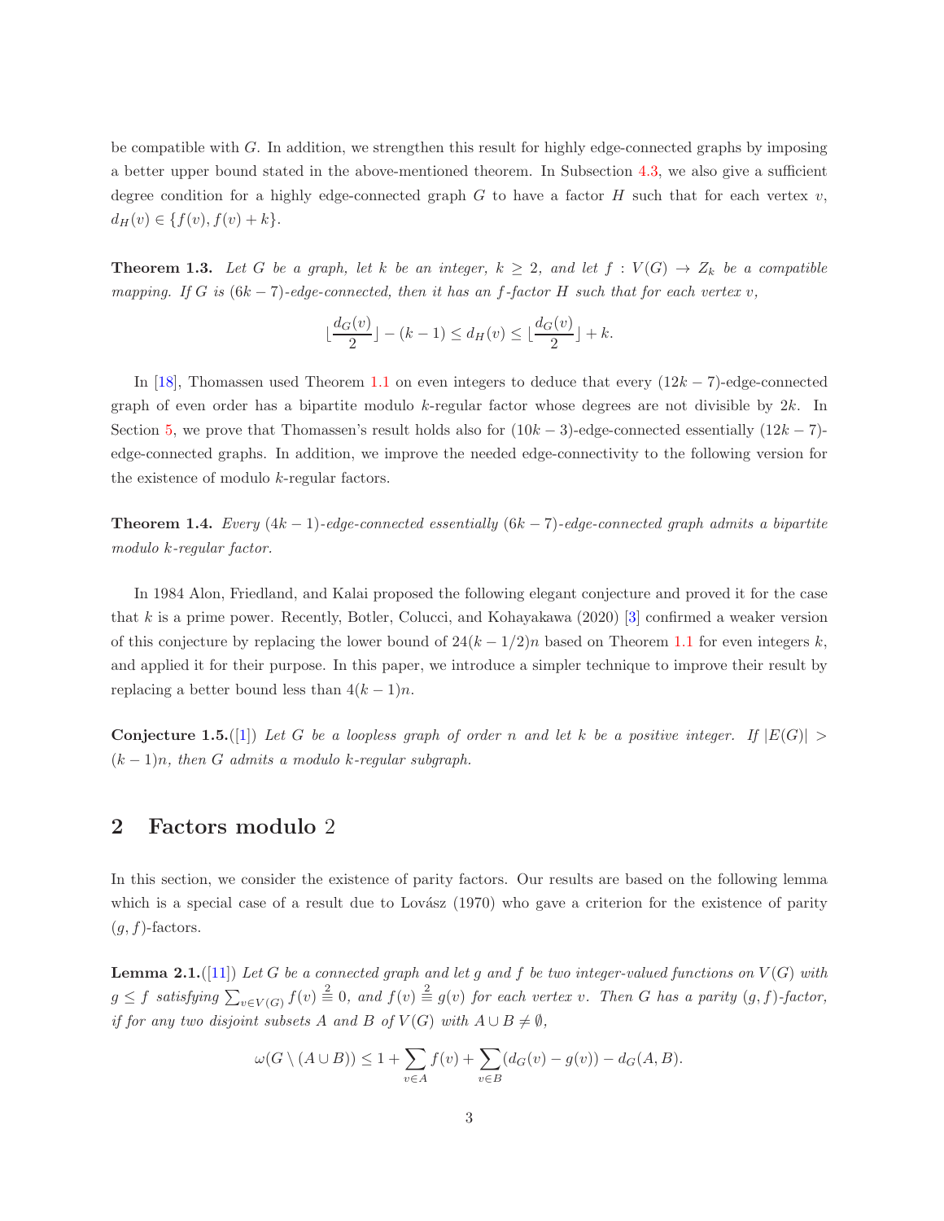be compatible with $G$. In addition, we strengthen this result for highly edge-connected graphs by imposing a better upper bound stated in the above-mentioned theorem. In Subsection 4.3, we also give a sufficient degree condition for a highly edge-connected graph $G$ to have a factor $H$ such that for each vertex $v$, $d_H(v) \in \{f(v), f(v)+k\}$.

**Theorem 1.3.** *Let $G$ be a graph, let $k$ be an integer, $k \geq 2$, and let $f : V(G) \to Z_k$ be a compatible mapping. If $G$ is $(6k-7)$-edge-connected, then it has an $f$-factor $H$ such that for each vertex $v$,*

$$\lfloor \frac{d_G(v)}{2} \rfloor - (k-1) \leq d_H(v) \leq \lfloor \frac{d_G(v)}{2} \rfloor + k.$$

In [18], Thomassen used Theorem 1.1 on even integers to deduce that every $(12k-7)$-edge-connected graph of even order has a bipartite modulo $k$-regular factor whose degrees are not divisible by $2k$. In Section 5, we prove that Thomassen's result holds also for $(10k-3)$-edge-connected essentially $(12k-7)$-edge-connected graphs. In addition, we improve the needed edge-connectivity to the following version for the existence of modulo $k$-regular factors.

**Theorem 1.4.** *Every $(4k-1)$-edge-connected essentially $(6k-7)$-edge-connected graph admits a bipartite modulo $k$-regular factor.*

In 1984 Alon, Friedland, and Kalai proposed the following elegant conjecture and proved it for the case that $k$ is a prime power. Recently, Botler, Colucci, and Kohayakawa (2020) [3] confirmed a weaker version of this conjecture by replacing the lower bound of $24(k-1/2)n$ based on Theorem 1.1 for even integers $k$, and applied it for their purpose. In this paper, we introduce a simpler technique to improve their result by replacing a better bound less than $4(k-1)n$.

**Conjecture 1.5.**([1]) *Let $G$ be a loopless graph of order $n$ and let $k$ be a positive integer. If $|E(G)| > (k-1)n$, then $G$ admits a modulo $k$-regular subgraph.*

## 2 Factors modulo 2

In this section, we consider the existence of parity factors. Our results are based on the following lemma which is a special case of a result due to Lovász (1970) who gave a criterion for the existence of parity $(g, f)$-factors.

**Lemma 2.1.**([11]) *Let $G$ be a connected graph and let $g$ and $f$ be two integer-valued functions on $V(G)$ with $g \leq f$ satisfying $\sum_{v \in V(G)} f(v) \stackrel{2}{\equiv} 0$, and $f(v) \stackrel{2}{\equiv} g(v)$ for each vertex $v$. Then $G$ has a parity $(g, f)$-factor, if for any two disjoint subsets $A$ and $B$ of $V(G)$ with $A \cup B \neq \emptyset$,*

$$\omega(G \setminus (A \cup B)) \leq 1 + \sum_{v \in A} f(v) + \sum_{v \in B} (d_G(v) - g(v)) - d_G(A, B).$$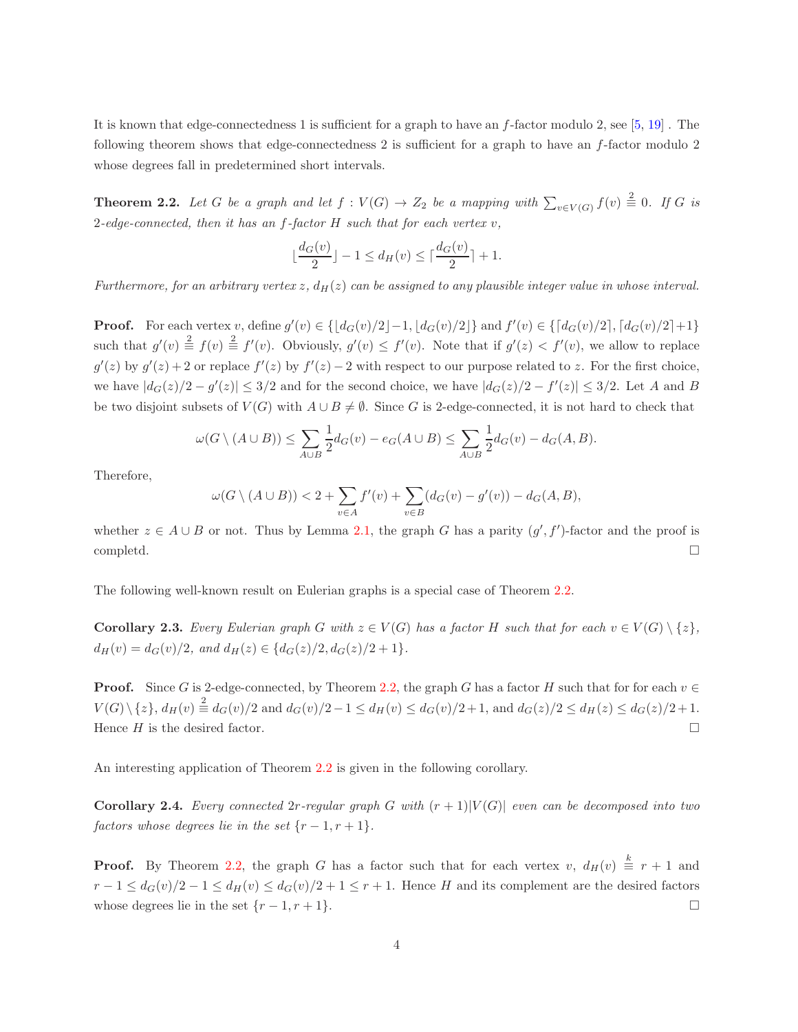It is known that edge-connectedness 1 is sufficient for a graph to have an $f$-factor modulo 2, see [5, 19] . The following theorem shows that edge-connectedness 2 is sufficient for a graph to have an $f$-factor modulo 2 whose degrees fall in predetermined short intervals.

**Theorem 2.2.** *Let $G$ be a graph and let $f : V(G) \to Z_2$ be a mapping with $\sum_{v\in V(G)} f(v) \stackrel{2}{\equiv} 0$. If $G$ is 2-edge-connected, then it has an $f$-factor $H$ such that for each vertex $v$,*

$$\lfloor\frac{d_G(v)}{2}\rfloor - 1 \le d_H(v) \le \lceil\frac{d_G(v)}{2}\rceil + 1.$$

*Furthermore, for an arbitrary vertex $z$, $d_H(z)$ can be assigned to any plausible integer value in whose interval.*

**Proof.** For each vertex $v$, define $g'(v) \in \{\lfloor d_G(v)/2\rfloor-1, \lfloor d_G(v)/2\rfloor\}$ and $f'(v) \in \{\lceil d_G(v)/2\rceil, \lceil d_G(v)/2\rceil+1\}$ such that $g'(v) \stackrel{2}{\equiv} f(v) \stackrel{2}{\equiv} f'(v)$. Obviously, $g'(v) \le f'(v)$. Note that if $g'(z) < f'(v)$, we allow to replace $g'(z)$ by $g'(z)+2$ or replace $f'(z)$ by $f'(z)-2$ with respect to our purpose related to $z$. For the first choice, we have $|d_G(z)/2 - g'(z)| \le 3/2$ and for the second choice, we have $|d_G(z)/2 - f'(z)| \le 3/2$. Let $A$ and $B$ be two disjoint subsets of $V(G)$ with $A \cup B \neq \emptyset$. Since $G$ is 2-edge-connected, it is not hard to check that

$$\omega(G\setminus (A\cup B)) \le \sum_{A\cup B}\frac{1}{2}d_G(v) - e_G(A\cup B) \le \sum_{A\cup B}\frac{1}{2}d_G(v) - d_G(A, B).$$

Therefore,

$$\omega(G\setminus (A\cup B)) < 2 + \sum_{v\in A} f'(v) + \sum_{v\in B}(d_G(v) - g'(v)) - d_G(A, B),$$

whether $z \in A\cup B$ or not. Thus by Lemma 2.1, the graph $G$ has a parity $(g', f')$-factor and the proof is completd. □

The following well-known result on Eulerian graphs is a special case of Theorem 2.2.

**Corollary 2.3.** *Every Eulerian graph $G$ with $z \in V(G)$ has a factor $H$ such that for each $v \in V(G)\setminus\{z\}$, $d_H(v) = d_G(v)/2$, and $d_H(z) \in \{d_G(z)/2, d_G(z)/2+1\}$.*

**Proof.** Since $G$ is 2-edge-connected, by Theorem 2.2, the graph $G$ has a factor $H$ such that for for each $v \in V(G)\setminus\{z\}$, $d_H(v) \stackrel{2}{\equiv} d_G(v)/2$ and $d_G(v)/2-1 \le d_H(v) \le d_G(v)/2+1$, and $d_G(z)/2 \le d_H(z) \le d_G(z)/2+1$. Hence $H$ is the desired factor. □

An interesting application of Theorem 2.2 is given in the following corollary.

**Corollary 2.4.** *Every connected $2r$-regular graph $G$ with $(r + 1)|V(G)|$ even can be decomposed into two factors whose degrees lie in the set $\{r - 1, r + 1\}$.*

**Proof.** By Theorem 2.2, the graph $G$ has a factor such that for each vertex $v$, $d_H(v) \stackrel{k}{\equiv} r + 1$ and $r - 1 \le d_G(v)/2 - 1 \le d_H(v) \le d_G(v)/2 + 1 \le r + 1$. Hence $H$ and its complement are the desired factors whose degrees lie in the set $\{r - 1, r + 1\}$. □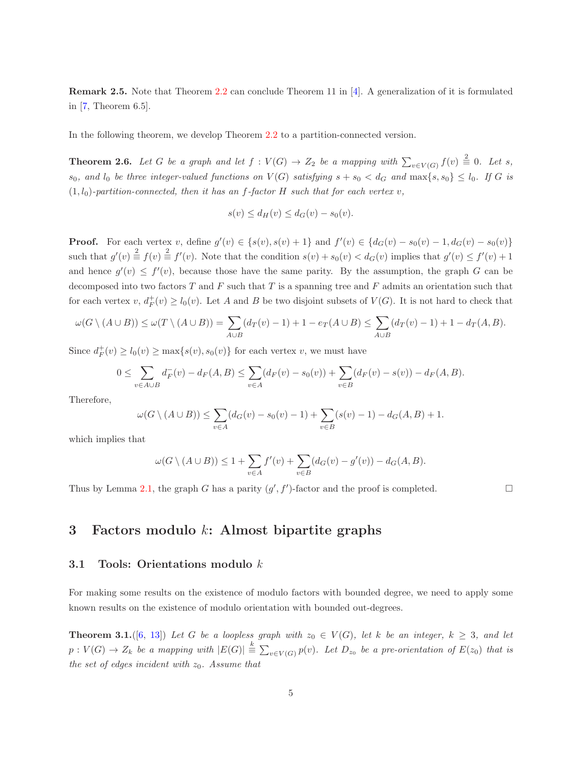**Remark 2.5.** Note that Theorem 2.2 can conclude Theorem 11 in [4]. A generalization of it is formulated in [7, Theorem 6.5].

In the following theorem, we develop Theorem 2.2 to a partition-connected version.

**Theorem 2.6.** *Let $G$ be a graph and let $f : V(G) \to Z_2$ be a mapping with $\sum_{v\in V(G)} f(v) \stackrel{2}{\equiv} 0$. Let $s$, $s_0$, and $l_0$ be three integer-valued functions on $V(G)$ satisfying $s + s_0 < d_G$ and $\max\{s, s_0\} \le l_0$. If $G$ is $(1, l_0)$-partition-connected, then it has an $f$-factor $H$ such that for each vertex $v$,*

$$s(v) \le d_H(v) \le d_G(v) - s_0(v).$$

**Proof.** For each vertex $v$, define $g'(v) \in \{s(v), s(v) + 1\}$ and $f'(v) \in \{d_G(v) - s_0(v) - 1, d_G(v) - s_0(v)\}$ such that $g'(v) \stackrel{2}{\equiv} f(v) \stackrel{2}{\equiv} f'(v)$. Note that the condition $s(v) + s_0(v) < d_G(v)$ implies that $g'(v) \le f'(v) + 1$ and hence $g'(v) \le f'(v)$, because those have the same parity. By the assumption, the graph $G$ can be decomposed into two factors $T$ and $F$ such that $T$ is a spanning tree and $F$ admits an orientation such that for each vertex $v$, $d^+_F(v) \ge l_0(v)$. Let $A$ and $B$ be two disjoint subsets of $V(G)$. It is not hard to check that

$$\omega(G \setminus (A\cup B)) \le \omega(T \setminus (A\cup B)) = \sum_{A\cup B}(d_T(v) - 1) + 1 - e_T(A\cup B) \le \sum_{A\cup B}(d_T(v) - 1) + 1 - d_T(A, B).$$

Since $d^+_F(v) \ge l_0(v) \ge \max\{s(v), s_0(v)\}$ for each vertex $v$, we must have

$$0 \le \sum_{v\in A\cup B} d^-_F(v) - d_F(A, B) \le \sum_{v\in A}(d_F(v) - s_0(v)) + \sum_{v\in B}(d_F(v) - s(v)) - d_F(A, B).$$

Therefore,

$$\omega(G \setminus (A\cup B)) \le \sum_{v\in A}(d_G(v) - s_0(v) - 1) + \sum_{v\in B}(s(v) - 1) - d_G(A, B) + 1.$$

which implies that

$$\omega(G \setminus (A\cup B)) \le 1 + \sum_{v\in A} f'(v) + \sum_{v\in B}(d_G(v) - g'(v)) - d_G(A, B).$$

Thus by Lemma 2.1, the graph $G$ has a parity $(g', f')$-factor and the proof is completed. $\square$

## 3 Factors modulo $k$: Almost bipartite graphs

### 3.1 Tools: Orientations modulo $k$

For making some results on the existence of modulo factors with bounded degree, we need to apply some known results on the existence of modulo orientation with bounded out-degrees.

**Theorem 3.1.**([6, 13]) *Let $G$ be a loopless graph with $z_0 \in V(G)$, let $k$ be an integer, $k \ge 3$, and let $p : V(G) \to Z_k$ be a mapping with $|E(G)| \stackrel{k}{\equiv} \sum_{v\in V(G)} p(v)$. Let $D_{z_0}$ be a pre-orientation of $E(z_0)$ that is the set of edges incident with $z_0$. Assume that*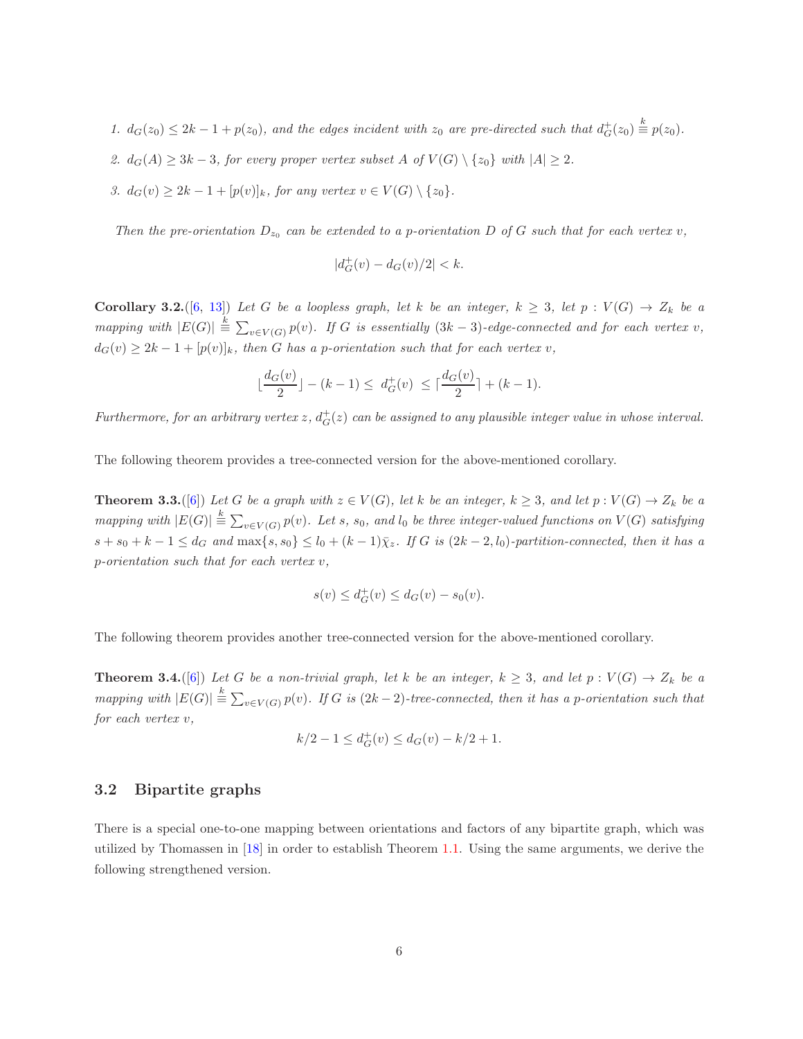1. *$d_G(z_0) \le 2k-1+p(z_0)$, and the edges incident with $z_0$ are pre-directed such that $d^+_G(z_0) \stackrel{k}{\equiv} p(z_0)$.*
2. *$d_G(A) \ge 3k-3$, for every proper vertex subset $A$ of $V(G)\setminus\{z_0\}$ with $|A|\ge 2$.*
3. *$d_G(v) \ge 2k-1+[p(v)]_k$, for any vertex $v \in V(G)\setminus\{z_0\}$.*

*Then the pre-orientation $D_{z_0}$ can be extended to a $p$-orientation $D$ of $G$ such that for each vertex $v$,*

$$|d^+_G(v) - d_G(v)/2| < k.$$

**Corollary 3.2.**([6, 13]) *Let $G$ be a loopless graph, let $k$ be an integer, $k \ge 3$, let $p : V(G) \to Z_k$ be a mapping with $|E(G)| \stackrel{k}{\equiv} \sum_{v\in V(G)} p(v)$. If $G$ is essentially $(3k-3)$-edge-connected and for each vertex $v$, $d_G(v) \ge 2k-1+[p(v)]_k$, then $G$ has a $p$-orientation such that for each vertex $v$,*

$$\lfloor \frac{d_G(v)}{2} \rfloor - (k-1) \le\ d^+_G(v)\ \le \lceil \frac{d_G(v)}{2} \rceil + (k-1).$$

*Furthermore, for an arbitrary vertex $z$, $d^+_G(z)$ can be assigned to any plausible integer value in whose interval.*

The following theorem provides a tree-connected version for the above-mentioned corollary.

**Theorem 3.3.**([6]) *Let $G$ be a graph with $z \in V(G)$, let $k$ be an integer, $k \ge 3$, and let $p : V(G) \to Z_k$ be a mapping with $|E(G)| \stackrel{k}{\equiv} \sum_{v\in V(G)} p(v)$. Let $s$, $s_0$, and $l_0$ be three integer-valued functions on $V(G)$ satisfying $s+s_0+k-1 \le d_G$ and $\max\{s, s_0\} \le l_0 + (k-1)\bar{\chi}_z$. If $G$ is $(2k-2, l_0)$-partition-connected, then it has a $p$-orientation such that for each vertex $v$,*

$$s(v) \le d^+_G(v) \le d_G(v) - s_0(v).$$

The following theorem provides another tree-connected version for the above-mentioned corollary.

**Theorem 3.4.**([6]) *Let $G$ be a non-trivial graph, let $k$ be an integer, $k \ge 3$, and let $p : V(G) \to Z_k$ be a mapping with $|E(G)| \stackrel{k}{\equiv} \sum_{v\in V(G)} p(v)$. If $G$ is $(2k-2)$-tree-connected, then it has a $p$-orientation such that for each vertex $v$,*

$$k/2 - 1 \le d^+_G(v) \le d_G(v) - k/2 + 1.$$

## 3.2 Bipartite graphs

There is a special one-to-one mapping between orientations and factors of any bipartite graph, which was utilized by Thomassen in [18] in order to establish Theorem 1.1. Using the same arguments, we derive the following strengthened version.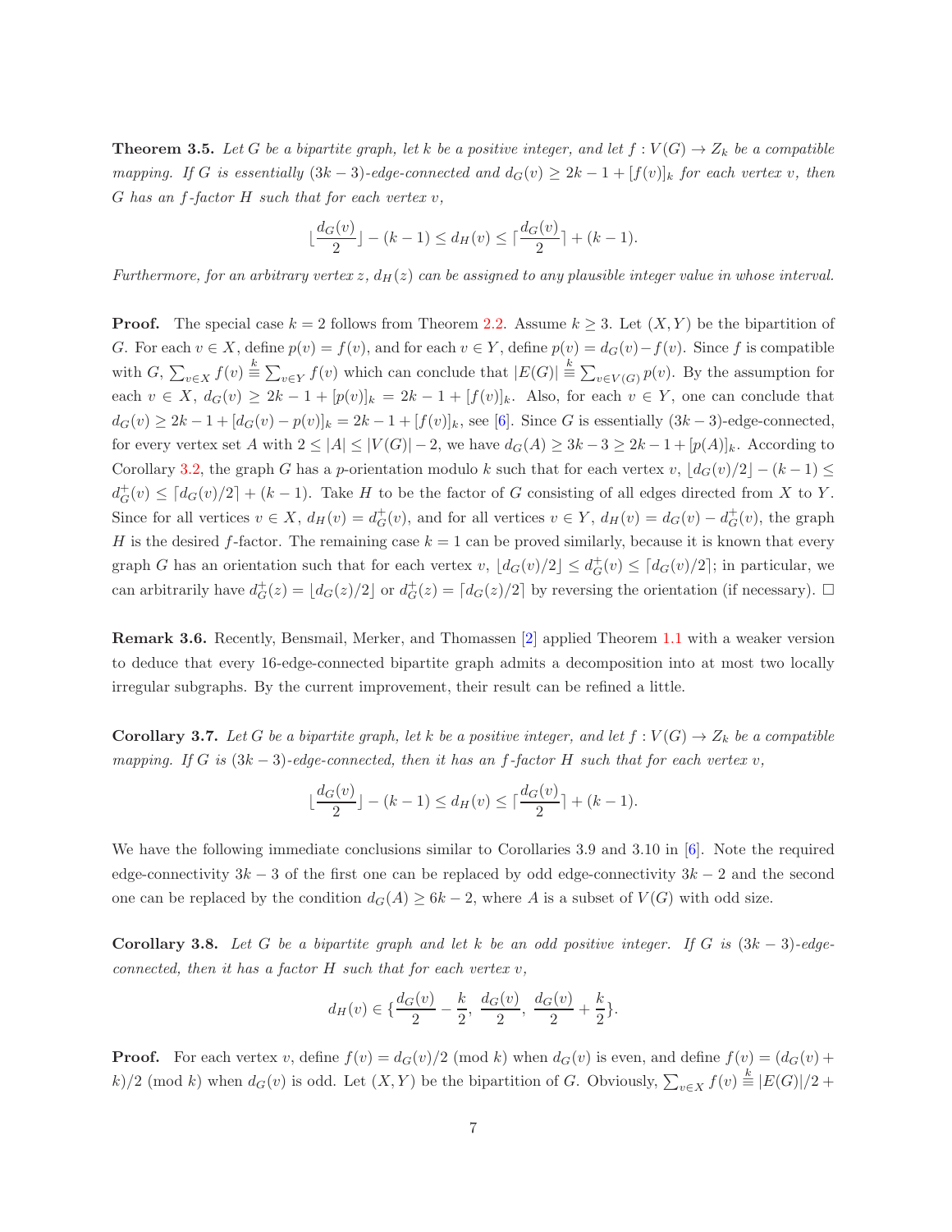**Theorem 3.5.** *Let $G$ be a bipartite graph, let $k$ be a positive integer, and let $f : V(G) \to Z_k$ be a compatible mapping. If $G$ is essentially $(3k-3)$-edge-connected and $d_G(v) \geq 2k-1+[f(v)]_k$ for each vertex $v$, then $G$ has an $f$-factor $H$ such that for each vertex $v$,*

$$\lfloor \frac{d_G(v)}{2} \rfloor - (k-1) \leq d_H(v) \leq \lceil \frac{d_G(v)}{2} \rceil + (k-1).$$

*Furthermore, for an arbitrary vertex $z$, $d_H(z)$ can be assigned to any plausible integer value in whose interval.*

**Proof.** The special case $k = 2$ follows from Theorem 2.2. Assume $k \geq 3$. Let $(X, Y)$ be the bipartition of $G$. For each $v \in X$, define $p(v) = f(v)$, and for each $v \in Y$, define $p(v) = d_G(v) - f(v)$. Since $f$ is compatible with $G$, $\sum_{v \in X} f(v) \stackrel{k}{\equiv} \sum_{v \in Y} f(v)$ which can conclude that $|E(G)| \stackrel{k}{\equiv} \sum_{v \in V(G)} p(v)$. By the assumption for each $v \in X$, $d_G(v) \geq 2k-1+[p(v)]_k = 2k-1+[f(v)]_k$. Also, for each $v \in Y$, one can conclude that $d_G(v) \geq 2k-1+[d_G(v)-p(v)]_k = 2k-1+[f(v)]_k$, see [6]. Since $G$ is essentially $(3k-3)$-edge-connected, for every vertex set $A$ with $2 \leq |A| \leq |V(G)|-2$, we have $d_G(A) \geq 3k-3 \geq 2k-1+[p(A)]_k$. According to Corollary 3.2, the graph $G$ has a $p$-orientation modulo $k$ such that for each vertex $v$, $\lfloor d_G(v)/2 \rfloor - (k-1) \leq d^+_G(v) \leq \lceil d_G(v)/2 \rceil + (k-1)$. Take $H$ to be the factor of $G$ consisting of all edges directed from $X$ to $Y$. Since for all vertices $v \in X$, $d_H(v) = d^+_G(v)$, and for all vertices $v \in Y$, $d_H(v) = d_G(v) - d^+_G(v)$, the graph $H$ is the desired $f$-factor. The remaining case $k = 1$ can be proved similarly, because it is known that every graph $G$ has an orientation such that for each vertex $v$, $\lfloor d_G(v)/2 \rfloor \leq d^+_G(v) \leq \lceil d_G(v)/2 \rceil$; in particular, we can arbitrarily have $d^+_G(z) = \lfloor d_G(z)/2 \rfloor$ or $d^+_G(z) = \lceil d_G(z)/2 \rceil$ by reversing the orientation (if necessary). □

**Remark 3.6.** Recently, Bensmail, Merker, and Thomassen [2] applied Theorem 1.1 with a weaker version to deduce that every 16-edge-connected bipartite graph admits a decomposition into at most two locally irregular subgraphs. By the current improvement, their result can be refined a little.

**Corollary 3.7.** *Let $G$ be a bipartite graph, let $k$ be a positive integer, and let $f : V(G) \to Z_k$ be a compatible mapping. If $G$ is $(3k-3)$-edge-connected, then it has an $f$-factor $H$ such that for each vertex $v$,*

$$\lfloor \frac{d_G(v)}{2} \rfloor - (k-1) \leq d_H(v) \leq \lceil \frac{d_G(v)}{2} \rceil + (k-1).$$

We have the following immediate conclusions similar to Corollaries 3.9 and 3.10 in [6]. Note the required edge-connectivity $3k-3$ of the first one can be replaced by odd edge-connectivity $3k-2$ and the second one can be replaced by the condition $d_G(A) \geq 6k-2$, where $A$ is a subset of $V(G)$ with odd size.

**Corollary 3.8.** *Let $G$ be a bipartite graph and let $k$ be an odd positive integer. If $G$ is $(3k-3)$-edge-connected, then it has a factor $H$ such that for each vertex $v$,*

$$d_H(v) \in \{\frac{d_G(v)}{2} - \frac{k}{2},\ \frac{d_G(v)}{2},\ \frac{d_G(v)}{2} + \frac{k}{2}\}.$$

**Proof.** For each vertex $v$, define $f(v) = d_G(v)/2 \pmod k$ when $d_G(v)$ is even, and define $f(v) = (d_G(v) + k)/2 \pmod k$ when $d_G(v)$ is odd. Let $(X, Y)$ be the bipartition of $G$. Obviously, $\sum_{v \in X} f(v) \stackrel{k}{\equiv} |E(G)|/2 +$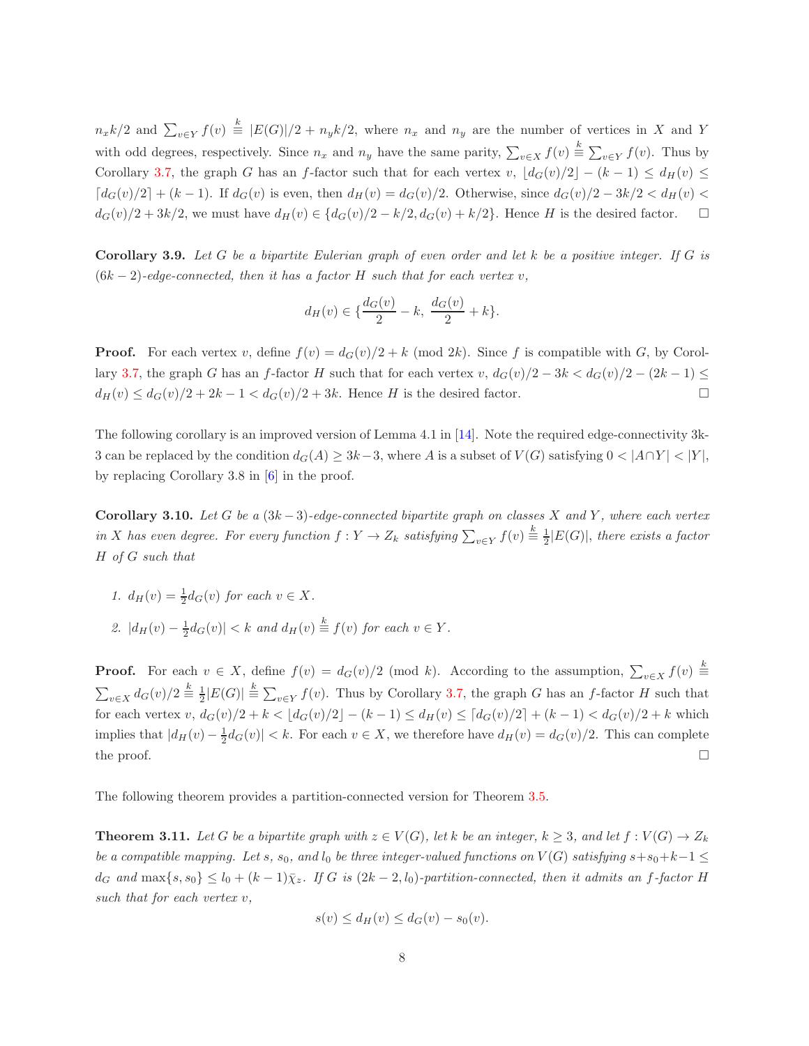$n_x k/2$ and $\sum_{v\in Y} f(v) \overset{k}{\equiv} |E(G)|/2 + n_y k/2$, where $n_x$ and $n_y$ are the number of vertices in $X$ and $Y$ with odd degrees, respectively. Since $n_x$ and $n_y$ have the same parity, $\sum_{v\in X} f(v) \overset{k}{\equiv} \sum_{v\in Y} f(v)$. Thus by Corollary 3.7, the graph $G$ has an $f$-factor such that for each vertex $v$, $\lfloor d_G(v)/2\rfloor - (k-1) \le d_H(v) \le \lceil d_G(v)/2\rceil + (k-1)$. If $d_G(v)$ is even, then $d_H(v) = d_G(v)/2$. Otherwise, since $d_G(v)/2 - 3k/2 < d_H(v) < d_G(v)/2 + 3k/2$, we must have $d_H(v) \in \{d_G(v)/2 - k/2, d_G(v) + k/2\}$. Hence $H$ is the desired factor. □

**Corollary 3.9.** *Let $G$ be a bipartite Eulerian graph of even order and let $k$ be a positive integer. If $G$ is $(6k-2)$-edge-connected, then it has a factor $H$ such that for each vertex $v$,*

$$d_H(v) \in \{\frac{d_G(v)}{2} - k,\ \frac{d_G(v)}{2} + k\}.$$

**Proof.** For each vertex $v$, define $f(v) = d_G(v)/2 + k \pmod{2k}$. Since $f$ is compatible with $G$, by Corollary 3.7, the graph $G$ has an $f$-factor $H$ such that for each vertex $v$, $d_G(v)/2 - 3k < d_G(v)/2 - (2k-1) \le d_H(v) \le d_G(v)/2 + 2k - 1 < d_G(v)/2 + 3k$. Hence $H$ is the desired factor. □

The following corollary is an improved version of Lemma 4.1 in [14]. Note the required edge-connectivity 3k-3 can be replaced by the condition $d_G(A) \ge 3k-3$, where $A$ is a subset of $V(G)$ satisfying $0 < |A\cap Y| < |Y|$, by replacing Corollary 3.8 in [6] in the proof.

**Corollary 3.10.** *Let $G$ be a $(3k-3)$-edge-connected bipartite graph on classes $X$ and $Y$, where each vertex in $X$ has even degree. For every function $f : Y \to Z_k$ satisfying $\sum_{v\in Y} f(v) \overset{k}{\equiv} \frac{1}{2}|E(G)|$, there exists a factor $H$ of $G$ such that*

1. *$d_H(v) = \frac{1}{2}d_G(v)$ for each $v \in X$.*
2. *$|d_H(v) - \frac{1}{2}d_G(v)| < k$ and $d_H(v) \overset{k}{\equiv} f(v)$ for each $v \in Y$.*

**Proof.** For each $v \in X$, define $f(v) = d_G(v)/2 \pmod{k}$. According to the assumption, $\sum_{v\in X} f(v) \overset{k}{\equiv} \sum_{v\in X} d_G(v)/2 \overset{k}{\equiv} \frac{1}{2}|E(G)| \overset{k}{\equiv} \sum_{v\in Y} f(v)$. Thus by Corollary 3.7, the graph $G$ has an $f$-factor $H$ such that for each vertex $v$, $d_G(v)/2 + k < \lfloor d_G(v)/2\rfloor - (k-1) \le d_H(v) \le \lceil d_G(v)/2\rceil + (k-1) < d_G(v)/2 + k$ which implies that $|d_H(v) - \frac{1}{2}d_G(v)| < k$. For each $v \in X$, we therefore have $d_H(v) = d_G(v)/2$. This can complete the proof. □

The following theorem provides a partition-connected version for Theorem 3.5.

**Theorem 3.11.** *Let $G$ be a bipartite graph with $z \in V(G)$, let $k$ be an integer, $k \ge 3$, and let $f : V(G) \to Z_k$ be a compatible mapping. Let $s$, $s_0$, and $l_0$ be three integer-valued functions on $V(G)$ satisfying $s + s_0 + k - 1 \le d_G$ and $\max\{s, s_0\} \le l_0 + (k-1)\bar{\chi}_z$. If $G$ is $(2k-2, l_0)$-partition-connected, then it admits an $f$-factor $H$ such that for each vertex $v$,*

$$s(v) \le d_H(v) \le d_G(v) - s_0(v).$$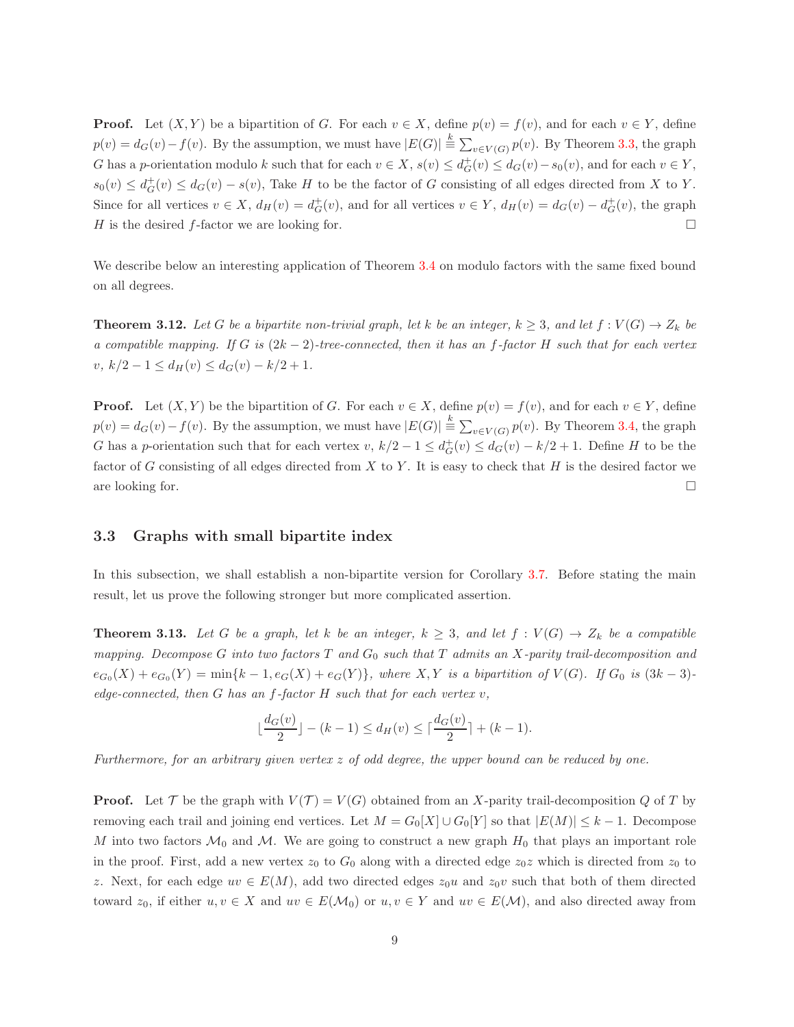**Proof.** Let $(X, Y)$ be a bipartition of $G$. For each $v \in X$, define $p(v) = f(v)$, and for each $v \in Y$, define $p(v) = d_G(v) - f(v)$. By the assumption, we must have $|E(G)| \stackrel{k}{\equiv} \sum_{v \in V(G)} p(v)$. By Theorem 3.3, the graph $G$ has a $p$-orientation modulo $k$ such that for each $v \in X$, $s(v) \le d^+_G(v) \le d_G(v) - s_0(v)$, and for each $v \in Y$, $s_0(v) \le d^+_G(v) \le d_G(v) - s(v)$, Take $H$ to be the factor of $G$ consisting of all edges directed from $X$ to $Y$. Since for all vertices $v \in X$, $d_H(v) = d^+_G(v)$, and for all vertices $v \in Y$, $d_H(v) = d_G(v) - d^+_G(v)$, the graph $H$ is the desired $f$-factor we are looking for. □

We describe below an interesting application of Theorem 3.4 on modulo factors with the same fixed bound on all degrees.

**Theorem 3.12.** *Let $G$ be a bipartite non-trivial graph, let $k$ be an integer, $k \ge 3$, and let $f : V(G) \to Z_k$ be a compatible mapping. If $G$ is $(2k-2)$-tree-connected, then it has an $f$-factor $H$ such that for each vertex $v$, $k/2 - 1 \le d_H(v) \le d_G(v) - k/2 + 1$.*

**Proof.** Let $(X, Y)$ be the bipartition of $G$. For each $v \in X$, define $p(v) = f(v)$, and for each $v \in Y$, define $p(v) = d_G(v) - f(v)$. By the assumption, we must have $|E(G)| \stackrel{k}{\equiv} \sum_{v \in V(G)} p(v)$. By Theorem 3.4, the graph $G$ has a $p$-orientation such that for each vertex $v$, $k/2 - 1 \le d^+_G(v) \le d_G(v) - k/2 + 1$. Define $H$ to be the factor of $G$ consisting of all edges directed from $X$ to $Y$. It is easy to check that $H$ is the desired factor we are looking for. □

### 3.3 Graphs with small bipartite index

In this subsection, we shall establish a non-bipartite version for Corollary 3.7. Before stating the main result, let us prove the following stronger but more complicated assertion.

**Theorem 3.13.** *Let $G$ be a graph, let $k$ be an integer, $k \ge 3$, and let $f : V(G) \to Z_k$ be a compatible mapping. Decompose $G$ into two factors $T$ and $G_0$ such that $T$ admits an $X$-parity trail-decomposition and $e_{G_0}(X) + e_{G_0}(Y) = \min\{k-1, e_G(X) + e_G(Y)\}$, where $X, Y$ is a bipartition of $V(G)$. If $G_0$ is $(3k-3)$-edge-connected, then $G$ has an $f$-factor $H$ such that for each vertex $v$,*

$$\lfloor \frac{d_G(v)}{2} \rfloor - (k-1) \le d_H(v) \le \lceil \frac{d_G(v)}{2} \rceil + (k-1).$$

*Furthermore, for an arbitrary given vertex $z$ of odd degree, the upper bound can be reduced by one.*

**Proof.** Let $\mathcal{T}$ be the graph with $V(\mathcal{T}) = V(G)$ obtained from an $X$-parity trail-decomposition $Q$ of $T$ by removing each trail and joining end vertices. Let $M = G_0[X] \cup G_0[Y]$ so that $|E(M)| \le k-1$. Decompose $M$ into two factors $\mathcal{M}_0$ and $\mathcal{M}$. We are going to construct a new graph $H_0$ that plays an important role in the proof. First, add a new vertex $z_0$ to $G_0$ along with a directed edge $z_0z$ which is directed from $z_0$ to $z$. Next, for each edge $uv \in E(M)$, add two directed edges $z_0u$ and $z_0v$ such that both of them directed toward $z_0$, if either $u, v \in X$ and $uv \in E(\mathcal{M}_0)$ or $u, v \in Y$ and $uv \in E(\mathcal{M})$, and also directed away from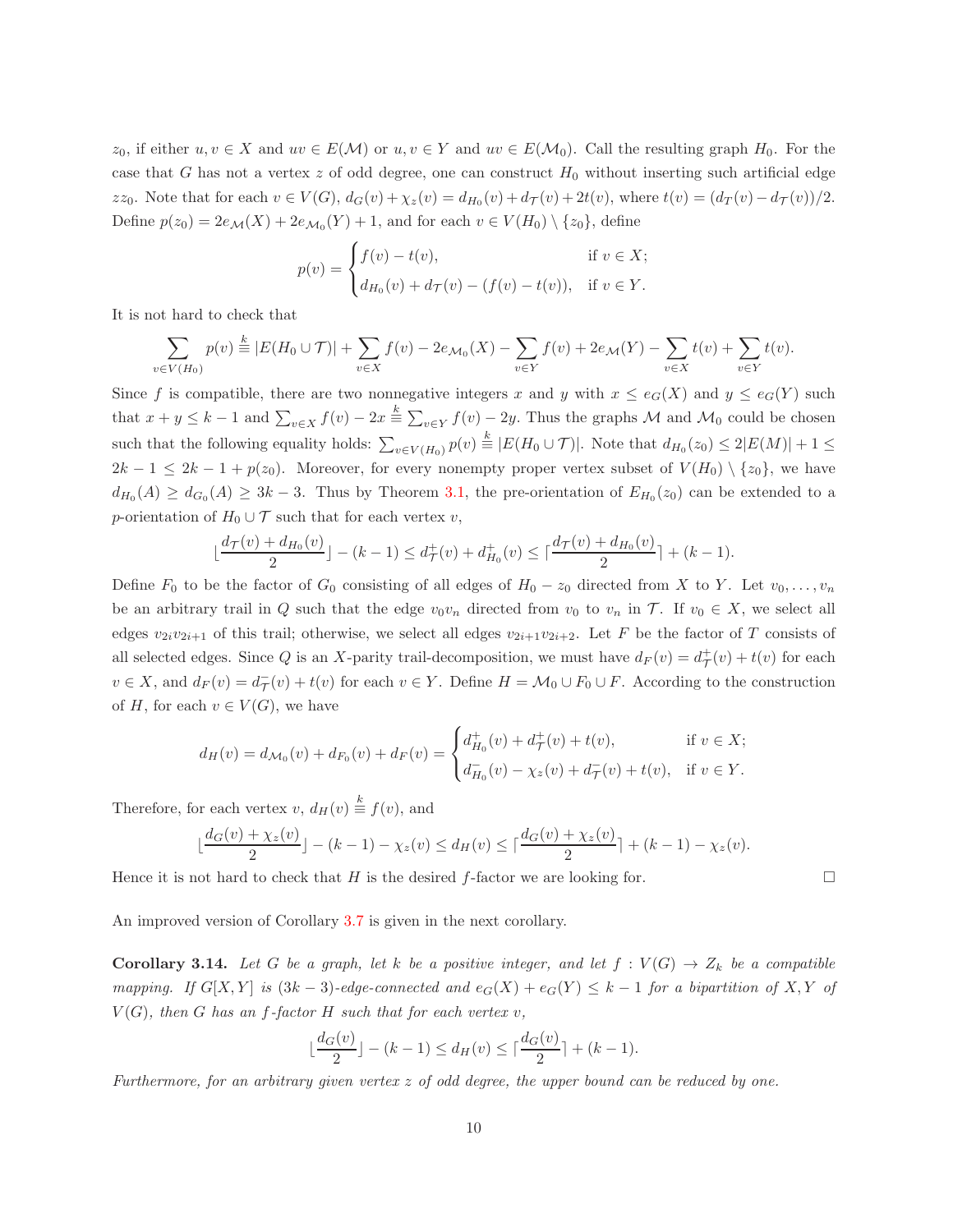$z_0$, if either $u, v \in X$ and $uv \in E(\mathcal{M})$ or $u, v \in Y$ and $uv \in E(\mathcal{M}_0)$. Call the resulting graph $H_0$. For the case that $G$ has not a vertex $z$ of odd degree, one can construct $H_0$ without inserting such artificial edge $zz_0$. Note that for each $v \in V(G)$, $d_G(v) + \chi_z(v) = d_{H_0}(v) + d_{\mathcal{T}}(v) + 2t(v)$, where $t(v) = (d_T(v) - d_{\mathcal{T}}(v))/2$. Define $p(z_0) = 2e_{\mathcal{M}}(X) + 2e_{\mathcal{M}_0}(Y) + 1$, and for each $v \in V(H_0) \setminus \{z_0\}$, define

$$p(v) = \begin{cases} f(v) - t(v), & \text{if } v \in X; \\ d_{H_0}(v) + d_{\mathcal{T}}(v) - (f(v) - t(v)), & \text{if } v \in Y. \end{cases}$$

It is not hard to check that

$$\sum_{v \in V(H_0)} p(v) \stackrel{k}{\equiv} |E(H_0 \cup \mathcal{T})| + \sum_{v \in X} f(v) - 2e_{\mathcal{M}_0}(X) - \sum_{v \in Y} f(v) + 2e_{\mathcal{M}}(Y) - \sum_{v \in X} t(v) + \sum_{v \in Y} t(v).$$

Since $f$ is compatible, there are two nonnegative integers $x$ and $y$ with $x \le e_G(X)$ and $y \le e_G(Y)$ such that $x + y \le k - 1$ and $\sum_{v \in X} f(v) - 2x \stackrel{k}{\equiv} \sum_{v \in Y} f(v) - 2y$. Thus the graphs $\mathcal{M}$ and $\mathcal{M}_0$ could be chosen such that the following equality holds: $\sum_{v \in V(H_0)} p(v) \stackrel{k}{\equiv} |E(H_0 \cup \mathcal{T})|$. Note that $d_{H_0}(z_0) \le 2|E(M)| + 1 \le 2k - 1 \le 2k - 1 + p(z_0)$. Moreover, for every nonempty proper vertex subset of $V(H_0) \setminus \{z_0\}$, we have $d_{H_0}(A) \ge d_{G_0}(A) \ge 3k - 3$. Thus by Theorem 3.1, the pre-orientation of $E_{H_0}(z_0)$ can be extended to a $p$-orientation of $H_0 \cup \mathcal{T}$ such that for each vertex $v$,

$$\lfloor \frac{d_{\mathcal{T}}(v) + d_{H_0}(v)}{2} \rfloor - (k - 1) \le d^+_{\mathcal{T}}(v) + d^+_{H_0}(v) \le \lceil \frac{d_{\mathcal{T}}(v) + d_{H_0}(v)}{2} \rceil + (k - 1).$$

Define $F_0$ to be the factor of $G_0$ consisting of all edges of $H_0 - z_0$ directed from $X$ to $Y$. Let $v_0, \ldots, v_n$ be an arbitrary trail in $Q$ such that the edge $v_0 v_n$ directed from $v_0$ to $v_n$ in $\mathcal{T}$. If $v_0 \in X$, we select all edges $v_{2i} v_{2i+1}$ of this trail; otherwise, we select all edges $v_{2i+1} v_{2i+2}$. Let $F$ be the factor of $T$ consists of all selected edges. Since $Q$ is an $X$-parity trail-decomposition, we must have $d_F(v) = d^+_{\mathcal{T}}(v) + t(v)$ for each $v \in X$, and $d_F(v) = d^-_{\mathcal{T}}(v) + t(v)$ for each $v \in Y$. Define $H = \mathcal{M}_0 \cup F_0 \cup F$. According to the construction of $H$, for each $v \in V(G)$, we have

$$d_H(v) = d_{\mathcal{M}_0}(v) + d_{F_0}(v) + d_F(v) = \begin{cases} d^+_{H_0}(v) + d^+_{\mathcal{T}}(v) + t(v), & \text{if } v \in X; \\ d^-_{H_0}(v) - \chi_z(v) + d^-_{\mathcal{T}}(v) + t(v), & \text{if } v \in Y. \end{cases}$$

Therefore, for each vertex $v$, $d_H(v) \stackrel{k}{\equiv} f(v)$, and

$$\lfloor \frac{d_G(v) + \chi_z(v)}{2} \rfloor - (k - 1) - \chi_z(v) \le d_H(v) \le \lceil \frac{d_G(v) + \chi_z(v)}{2} \rceil + (k - 1) - \chi_z(v).$$

Hence it is not hard to check that $H$ is the desired $f$-factor we are looking for. □

An improved version of Corollary 3.7 is given in the next corollary.

**Corollary 3.14.** *Let $G$ be a graph, let $k$ be a positive integer, and let $f : V(G) \to Z_k$ be a compatible mapping. If $G[X, Y]$ is $(3k - 3)$-edge-connected and $e_G(X) + e_G(Y) \le k - 1$ for a bipartition of $X, Y$ of $V(G)$, then $G$ has an $f$-factor $H$ such that for each vertex $v$,*

$$\lfloor \frac{d_G(v)}{2} \rfloor - (k - 1) \le d_H(v) \le \lceil \frac{d_G(v)}{2} \rceil + (k - 1).$$

*Furthermore, for an arbitrary given vertex $z$ of odd degree, the upper bound can be reduced by one.*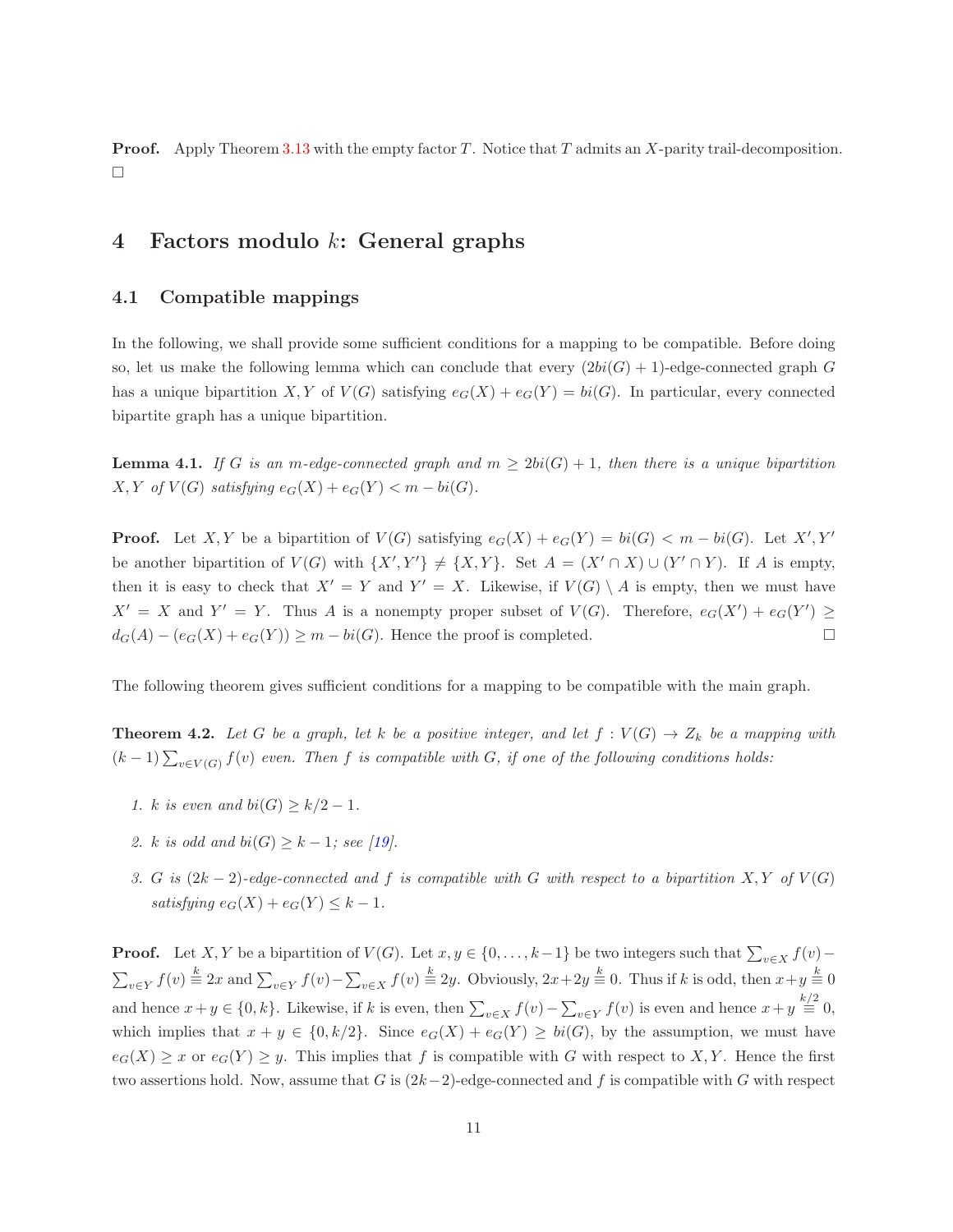**Proof.** Apply Theorem 3.13 with the empty factor $T$. Notice that $T$ admits an $X$-parity trail-decomposition. $\square$

# 4 Factors modulo $k$: General graphs

## 4.1 Compatible mappings

In the following, we shall provide some sufficient conditions for a mapping to be compatible. Before doing so, let us make the following lemma which can conclude that every $(2bi(G)+1)$-edge-connected graph $G$ has a unique bipartition $X, Y$ of $V(G)$ satisfying $e_G(X) + e_G(Y) = bi(G)$. In particular, every connected bipartite graph has a unique bipartition.

**Lemma 4.1.** *If $G$ is an $m$-edge-connected graph and $m \geq 2bi(G) + 1$, then there is a unique bipartition $X, Y$ of $V(G)$ satisfying $e_G(X) + e_G(Y) < m - bi(G)$.*

**Proof.** Let $X, Y$ be a bipartition of $V(G)$ satisfying $e_G(X) + e_G(Y) = bi(G) < m - bi(G)$. Let $X', Y'$ be another bipartition of $V(G)$ with $\{X', Y'\} \neq \{X, Y\}$. Set $A = (X' \cap X) \cup (Y' \cap Y)$. If $A$ is empty, then it is easy to check that $X' = Y$ and $Y' = X$. Likewise, if $V(G) \setminus A$ is empty, then we must have $X' = X$ and $Y' = Y$. Thus $A$ is a nonempty proper subset of $V(G)$. Therefore, $e_G(X') + e_G(Y') \geq d_G(A) - (e_G(X) + e_G(Y)) \geq m - bi(G)$. Hence the proof is completed. $\square$

The following theorem gives sufficient conditions for a mapping to be compatible with the main graph.

**Theorem 4.2.** *Let $G$ be a graph, let $k$ be a positive integer, and let $f : V(G) \to Z_k$ be a mapping with $(k-1)\sum_{v \in V(G)} f(v)$ even. Then $f$ is compatible with $G$, if one of the following conditions holds:*

1. *$k$ is even and $bi(G) \geq k/2 - 1$.*
2. *$k$ is odd and $bi(G) \geq k - 1$; see [19].*
3. *$G$ is $(2k-2)$-edge-connected and $f$ is compatible with $G$ with respect to a bipartition $X, Y$ of $V(G)$ satisfying $e_G(X) + e_G(Y) \leq k - 1$.*

**Proof.** Let $X, Y$ be a bipartition of $V(G)$. Let $x, y \in \{0, \ldots, k-1\}$ be two integers such that $\sum_{v \in X} f(v) - \sum_{v \in Y} f(v) \stackrel{k}{\equiv} 2x$ and $\sum_{v \in Y} f(v) - \sum_{v \in X} f(v) \stackrel{k}{\equiv} 2y$. Obviously, $2x + 2y \stackrel{k}{\equiv} 0$. Thus if $k$ is odd, then $x + y \stackrel{k}{\equiv} 0$ and hence $x + y \in \{0, k\}$. Likewise, if $k$ is even, then $\sum_{v \in X} f(v) - \sum_{v \in Y} f(v)$ is even and hence $x + y \stackrel{k/2}{\equiv} 0$, which implies that $x + y \in \{0, k/2\}$. Since $e_G(X) + e_G(Y) \geq bi(G)$, by the assumption, we must have $e_G(X) \geq x$ or $e_G(Y) \geq y$. This implies that $f$ is compatible with $G$ with respect to $X, Y$. Hence the first two assertions hold. Now, assume that $G$ is $(2k-2)$-edge-connected and $f$ is compatible with $G$ with respect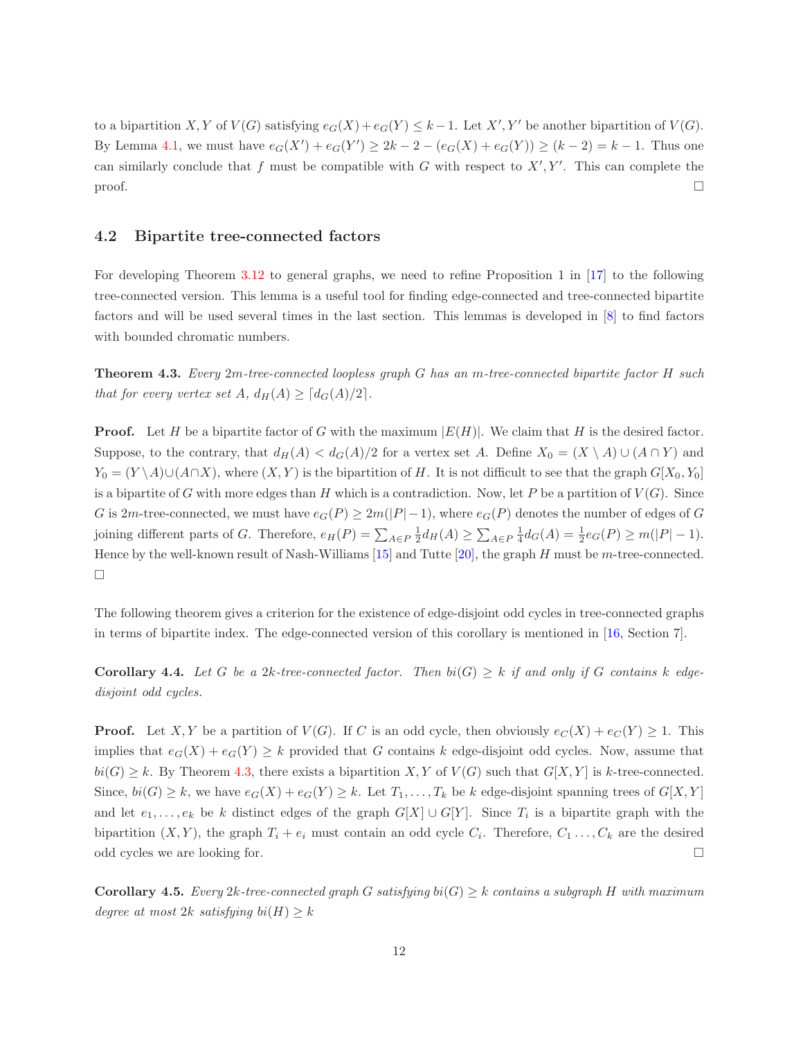to a bipartition $X, Y$ of $V(G)$ satisfying $e_G(X) + e_G(Y) \le k-1$. Let $X', Y'$ be another bipartition of $V(G)$. By Lemma 4.1, we must have $e_G(X') + e_G(Y') \ge 2k-2-(e_G(X)+e_G(Y)) \ge (k-2) = k-1$. Thus one can similarly conclude that $f$ must be compatible with $G$ with respect to $X', Y'$. This can complete the proof. □

## 4.2 Bipartite tree-connected factors

For developing Theorem 3.12 to general graphs, we need to refine Proposition 1 in [17] to the following tree-connected version. This lemma is a useful tool for finding edge-connected and tree-connected bipartite factors and will be used several times in the last section. This lemmas is developed in [8] to find factors with bounded chromatic numbers.

**Theorem 4.3.** *Every $2m$-tree-connected loopless graph $G$ has an $m$-tree-connected bipartite factor $H$ such that for every vertex set $A$, $d_H(A) \ge \lceil d_G(A)/2 \rceil$.*

**Proof.** Let $H$ be a bipartite factor of $G$ with the maximum $|E(H)|$. We claim that $H$ is the desired factor. Suppose, to the contrary, that $d_H(A) < d_G(A)/2$ for a vertex set $A$. Define $X_0 = (X \setminus A) \cup (A \cap Y)$ and $Y_0 = (Y \setminus A) \cup (A \cap X)$, where $(X, Y)$ is the bipartition of $H$. It is not difficult to see that the graph $G[X_0, Y_0]$ is a bipartite of $G$ with more edges than $H$ which is a contradiction. Now, let $P$ be a partition of $V(G)$. Since $G$ is $2m$-tree-connected, we must have $e_G(P) \ge 2m(|P|-1)$, where $e_G(P)$ denotes the number of edges of $G$ joining different parts of $G$. Therefore, $e_H(P) = \sum_{A \in P} \frac{1}{2} d_H(A) \ge \sum_{A \in P} \frac{1}{4} d_G(A) = \frac{1}{2} e_G(P) \ge m(|P|-1)$. Hence by the well-known result of Nash-Williams [15] and Tutte [20], the graph $H$ must be $m$-tree-connected. □

The following theorem gives a criterion for the existence of edge-disjoint odd cycles in tree-connected graphs in terms of bipartite index. The edge-connected version of this corollary is mentioned in [16, Section 7].

**Corollary 4.4.** *Let $G$ be a $2k$-tree-connected factor. Then $bi(G) \ge k$ if and only if $G$ contains $k$ edge-disjoint odd cycles.*

**Proof.** Let $X, Y$ be a partition of $V(G)$. If $C$ is an odd cycle, then obviously $e_C(X) + e_C(Y) \ge 1$. This implies that $e_G(X) + e_G(Y) \ge k$ provided that $G$ contains $k$ edge-disjoint odd cycles. Now, assume that $bi(G) \ge k$. By Theorem 4.3, there exists a bipartition $X, Y$ of $V(G)$ such that $G[X, Y]$ is $k$-tree-connected. Since, $bi(G) \ge k$, we have $e_G(X) + e_G(Y) \ge k$. Let $T_1, \ldots, T_k$ be $k$ edge-disjoint spanning trees of $G[X, Y]$ and let $e_1, \ldots, e_k$ be $k$ distinct edges of the graph $G[X] \cup G[Y]$. Since $T_i$ is a bipartite graph with the bipartition $(X, Y)$, the graph $T_i + e_i$ must contain an odd cycle $C_i$. Therefore, $C_1 \ldots, C_k$ are the desired odd cycles we are looking for. □

**Corollary 4.5.** *Every $2k$-tree-connected graph $G$ satisfying $bi(G) \ge k$ contains a subgraph $H$ with maximum degree at most $2k$ satisfying $bi(H) \ge k$*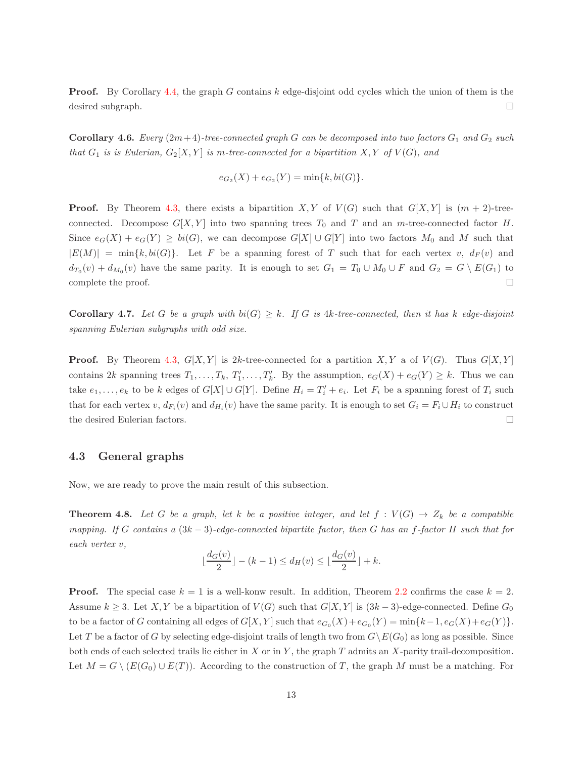**Proof.** By Corollary 4.4, the graph $G$ contains $k$ edge-disjoint odd cycles which the union of them is the desired subgraph. $\square$

**Corollary 4.6.** *Every $(2m+4)$-tree-connected graph $G$ can be decomposed into two factors $G_1$ and $G_2$ such that $G_1$ is is Eulerian, $G_2[X,Y]$ is $m$-tree-connected for a bipartition $X,Y$ of $V(G)$, and*

$$e_{G_2}(X) + e_{G_2}(Y) = \min\{k, bi(G)\}.$$

**Proof.** By Theorem 4.3, there exists a bipartition $X,Y$ of $V(G)$ such that $G[X,Y]$ is $(m+2)$-tree-connected. Decompose $G[X,Y]$ into two spanning trees $T_0$ and $T$ and an $m$-tree-connected factor $H$. Since $e_G(X) + e_G(Y) \geq bi(G)$, we can decompose $G[X] \cup G[Y]$ into two factors $M_0$ and $M$ such that $|E(M)| = \min\{k, bi(G)\}$. Let $F$ be a spanning forest of $T$ such that for each vertex $v$, $d_F(v)$ and $d_{T_0}(v) + d_{M_0}(v)$ have the same parity. It is enough to set $G_1 = T_0 \cup M_0 \cup F$ and $G_2 = G \setminus E(G_1)$ to complete the proof. $\square$

**Corollary 4.7.** *Let $G$ be a graph with $bi(G) \geq k$. If $G$ is $4k$-tree-connected, then it has $k$ edge-disjoint spanning Eulerian subgraphs with odd size.*

**Proof.** By Theorem 4.3, $G[X,Y]$ is $2k$-tree-connected for a partition $X,Y$ a of $V(G)$. Thus $G[X,Y]$ contains $2k$ spanning trees $T_1,\ldots,T_k$, $T'_1,\ldots,T'_k$. By the assumption, $e_G(X) + e_G(Y) \geq k$. Thus we can take $e_1,\ldots,e_k$ to be $k$ edges of $G[X] \cup G[Y]$. Define $H_i = T'_i + e_i$. Let $F_i$ be a spanning forest of $T_i$ such that for each vertex $v$, $d_{F_i}(v)$ and $d_{H_i}(v)$ have the same parity. It is enough to set $G_i = F_i \cup H_i$ to construct the desired Eulerian factors. $\square$

### 4.3 General graphs

Now, we are ready to prove the main result of this subsection.

**Theorem 4.8.** *Let $G$ be a graph, let $k$ be a positive integer, and let $f : V(G) \to Z_k$ be a compatible mapping. If $G$ contains a $(3k-3)$-edge-connected bipartite factor, then $G$ has an $f$-factor $H$ such that for each vertex $v$,*

$$\lfloor \frac{d_G(v)}{2} \rfloor - (k-1) \leq d_H(v) \leq \lfloor \frac{d_G(v)}{2} \rfloor + k.$$

**Proof.** The special case $k = 1$ is a well-konw result. In addition, Theorem 2.2 confirms the case $k = 2$. Assume $k \geq 3$. Let $X,Y$ be a bipartition of $V(G)$ such that $G[X,Y]$ is $(3k-3)$-edge-connected. Define $G_0$ to be a factor of $G$ containing all edges of $G[X,Y]$ such that $e_{G_0}(X) + e_{G_0}(Y) = \min\{k-1, e_G(X) + e_G(Y)\}$. Let $T$ be a factor of $G$ by selecting edge-disjoint trails of length two from $G \setminus E(G_0)$ as long as possible. Since both ends of each selected trails lie either in $X$ or in $Y$, the graph $T$ admits an $X$-parity trail-decomposition. Let $M = G \setminus (E(G_0) \cup E(T))$. According to the construction of $T$, the graph $M$ must be a matching. For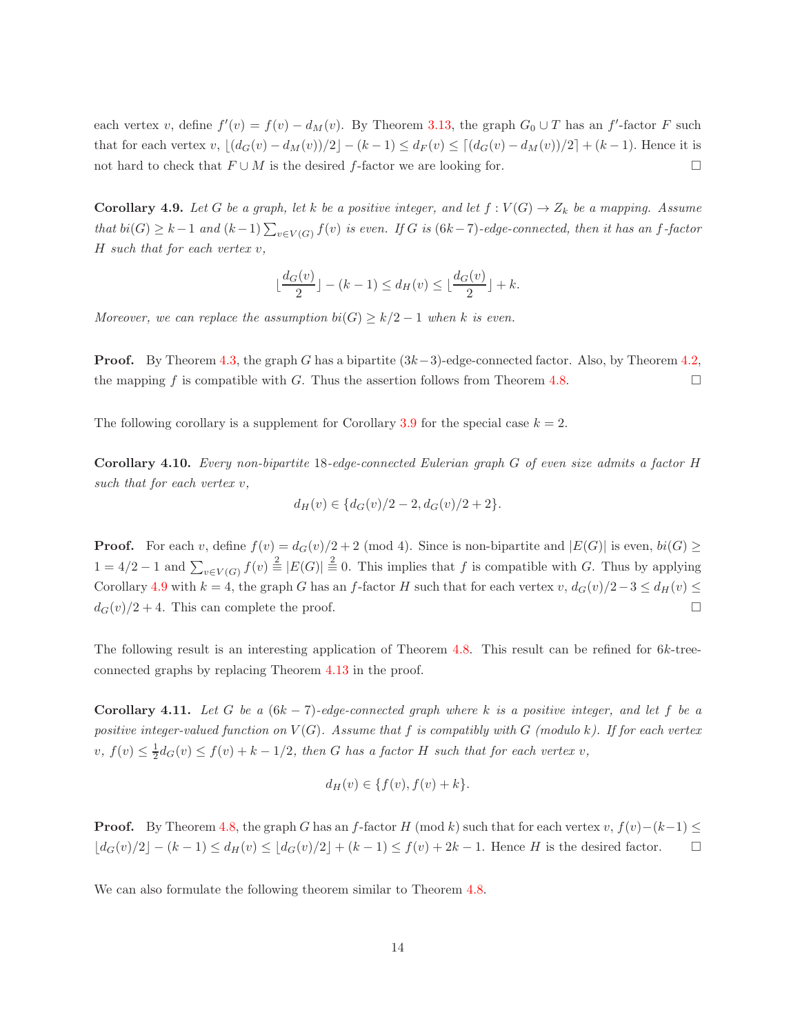each vertex $v$, define $f'(v) = f(v) - d_M(v)$. By Theorem 3.13, the graph $G_0 \cup T$ has an $f'$-factor $F$ such that for each vertex $v$, $\lfloor (d_G(v) - d_M(v))/2 \rfloor - (k-1) \le d_F(v) \le \lceil (d_G(v) - d_M(v))/2 \rceil + (k-1)$. Hence it is not hard to check that $F \cup M$ is the desired $f$-factor we are looking for. □

**Corollary 4.9.** *Let $G$ be a graph, let $k$ be a positive integer, and let $f : V(G) \to Z_k$ be a mapping. Assume that $bi(G) \ge k-1$ and $(k-1)\sum_{v\in V(G)} f(v)$ is even. If $G$ is $(6k-7)$-edge-connected, then it has an $f$-factor $H$ such that for each vertex $v$,*

$$\lfloor \frac{d_G(v)}{2} \rfloor - (k-1) \le d_H(v) \le \lfloor \frac{d_G(v)}{2} \rfloor + k.$$

*Moreover, we can replace the assumption $bi(G) \ge k/2 - 1$ when $k$ is even.*

**Proof.** By Theorem 4.3, the graph $G$ has a bipartite $(3k-3)$-edge-connected factor. Also, by Theorem 4.2, the mapping $f$ is compatible with $G$. Thus the assertion follows from Theorem 4.8. □

The following corollary is a supplement for Corollary 3.9 for the special case $k = 2$.

**Corollary 4.10.** *Every non-bipartite 18-edge-connected Eulerian graph $G$ of even size admits a factor $H$ such that for each vertex $v$,*

$$d_H(v) \in \{d_G(v)/2 - 2, d_G(v)/2 + 2\}.$$

**Proof.** For each $v$, define $f(v) = d_G(v)/2 + 2 \pmod 4$. Since is non-bipartite and $|E(G)|$ is even, $bi(G) \ge 1 = 4/2 - 1$ and $\sum_{v\in V(G)} f(v) \stackrel{2}{\equiv} |E(G)| \stackrel{2}{\equiv} 0$. This implies that $f$ is compatible with $G$. Thus by applying Corollary 4.9 with $k = 4$, the graph $G$ has an $f$-factor $H$ such that for each vertex $v$, $d_G(v)/2 - 3 \le d_H(v) \le d_G(v)/2 + 4$. This can complete the proof. □

The following result is an interesting application of Theorem 4.8. This result can be refined for $6k$-tree-connected graphs by replacing Theorem 4.13 in the proof.

**Corollary 4.11.** *Let $G$ be a $(6k-7)$-edge-connected graph where $k$ is a positive integer, and let $f$ be a positive integer-valued function on $V(G)$. Assume that $f$ is compatibly with $G$ (modulo $k$). If for each vertex $v$, $f(v) \le \frac{1}{2} d_G(v) \le f(v) + k - 1/2$, then $G$ has a factor $H$ such that for each vertex $v$,*

$$d_H(v) \in \{f(v), f(v) + k\}.$$

**Proof.** By Theorem 4.8, the graph $G$ has an $f$-factor $H$ (mod $k$) such that for each vertex $v$, $f(v)-(k-1) \le \lfloor d_G(v)/2 \rfloor - (k-1) \le d_H(v) \le \lfloor d_G(v)/2 \rfloor + (k-1) \le f(v) + 2k - 1$. Hence $H$ is the desired factor. □

We can also formulate the following theorem similar to Theorem 4.8.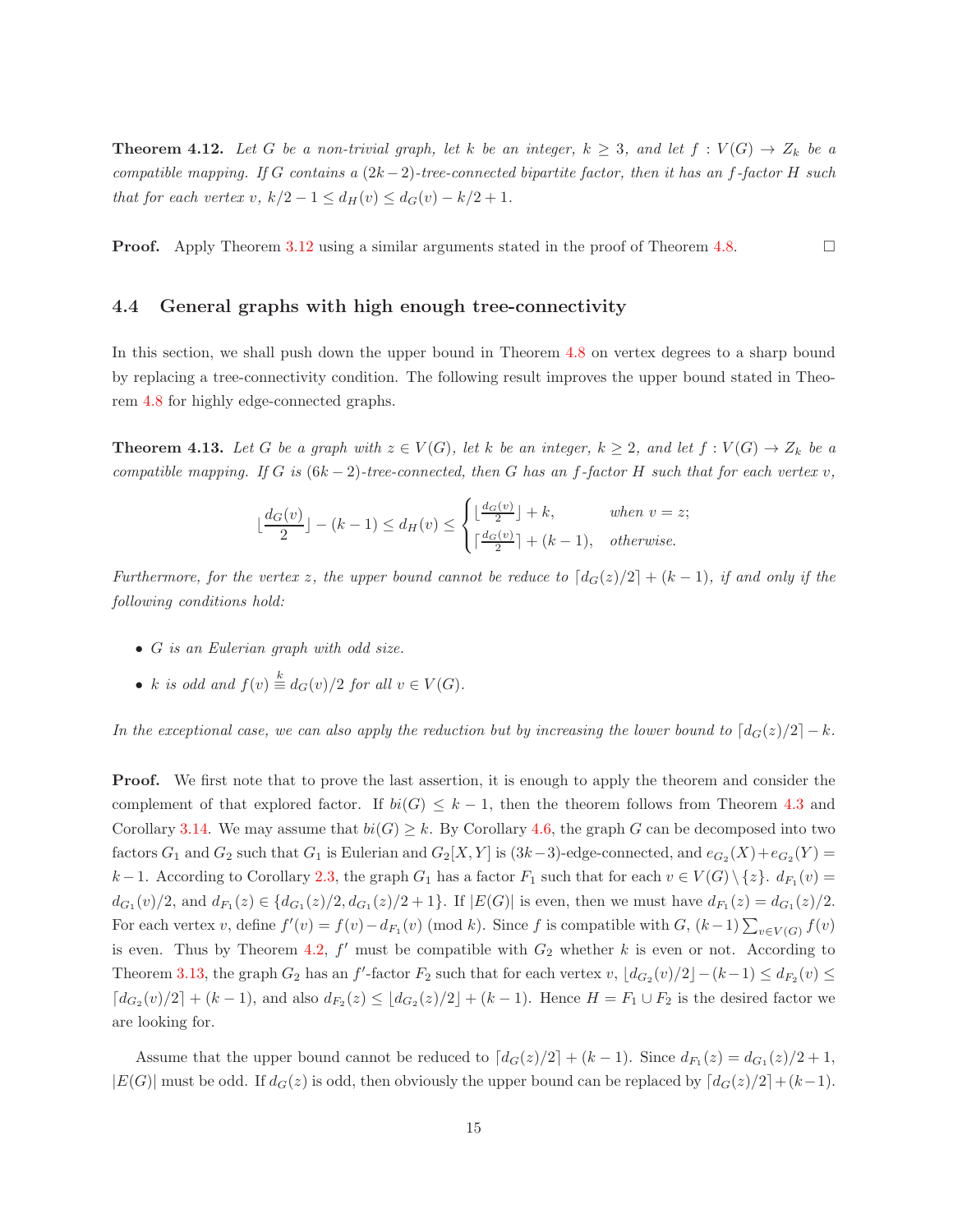**Theorem 4.12.** *Let $G$ be a non-trivial graph, let $k$ be an integer, $k \ge 3$, and let $f : V(G) \to Z_k$ be a compatible mapping. If $G$ contains a $(2k-2)$-tree-connected bipartite factor, then it has an $f$-factor $H$ such that for each vertex $v$, $k/2 - 1 \le d_H(v) \le d_G(v) - k/2 + 1$.*

**Proof.** Apply Theorem 3.12 using a similar arguments stated in the proof of Theorem 4.8. □

### 4.4 General graphs with high enough tree-connectivity

In this section, we shall push down the upper bound in Theorem 4.8 on vertex degrees to a sharp bound by replacing a tree-connectivity condition. The following result improves the upper bound stated in Theorem 4.8 for highly edge-connected graphs.

**Theorem 4.13.** *Let $G$ be a graph with $z \in V(G)$, let $k$ be an integer, $k \ge 2$, and let $f : V(G) \to Z_k$ be a compatible mapping. If $G$ is $(6k-2)$-tree-connected, then $G$ has an $f$-factor $H$ such that for each vertex $v$,*

$$\lfloor \frac{d_G(v)}{2} \rfloor - (k-1) \le d_H(v) \le \begin{cases} \lfloor \frac{d_G(v)}{2} \rfloor + k, & \text{when } v = z; \\ \lceil \frac{d_G(v)}{2} \rceil + (k-1), & \text{otherwise.} \end{cases}$$

*Furthermore, for the vertex $z$, the upper bound cannot be reduce to $\lceil d_G(z)/2 \rceil + (k-1)$, if and only if the following conditions hold:*

- *$G$ is an Eulerian graph with odd size.*
- *$k$ is odd and $f(v) \stackrel{k}{\equiv} d_G(v)/2$ for all $v \in V(G)$.*

*In the exceptional case, we can also apply the reduction but by increasing the lower bound to $\lceil d_G(z)/2 \rceil - k$.*

**Proof.** We first note that to prove the last assertion, it is enough to apply the theorem and consider the complement of that explored factor. If $bi(G) \le k-1$, then the theorem follows from Theorem 4.3 and Corollary 3.14. We may assume that $bi(G) \ge k$. By Corollary 4.6, the graph $G$ can be decomposed into two factors $G_1$ and $G_2$ such that $G_1$ is Eulerian and $G_2[X, Y]$ is $(3k-3)$-edge-connected, and $e_{G_2}(X) + e_{G_2}(Y) = k-1$. According to Corollary 2.3, the graph $G_1$ has a factor $F_1$ such that for each $v \in V(G) \setminus \{z\}$. $d_{F_1}(v) = d_{G_1}(v)/2$, and $d_{F_1}(z) \in \{d_{G_1}(z)/2, d_{G_1}(z)/2+1\}$. If $|E(G)|$ is even, then we must have $d_{F_1}(z) = d_{G_1}(z)/2$. For each vertex $v$, define $f'(v) = f(v) - d_{F_1}(v) \pmod k$. Since $f$ is compatible with $G$, $(k-1)\sum_{v \in V(G)} f(v)$ is even. Thus by Theorem 4.2, $f'$ must be compatible with $G_2$ whether $k$ is even or not. According to Theorem 3.13, the graph $G_2$ has an $f'$-factor $F_2$ such that for each vertex $v$, $\lfloor d_{G_2}(v)/2 \rfloor - (k-1) \le d_{F_2}(v) \le \lceil d_{G_2}(v)/2 \rceil + (k-1)$, and also $d_{F_2}(z) \le \lfloor d_{G_2}(z)/2 \rfloor + (k-1)$. Hence $H = F_1 \cup F_2$ is the desired factor we are looking for.

Assume that the upper bound cannot be reduced to $\lceil d_G(z)/2 \rceil + (k-1)$. Since $d_{F_1}(z) = d_{G_1}(z)/2 + 1$, $|E(G)|$ must be odd. If $d_G(z)$ is odd, then obviously the upper bound can be replaced by $\lceil d_G(z)/2 \rceil + (k-1)$.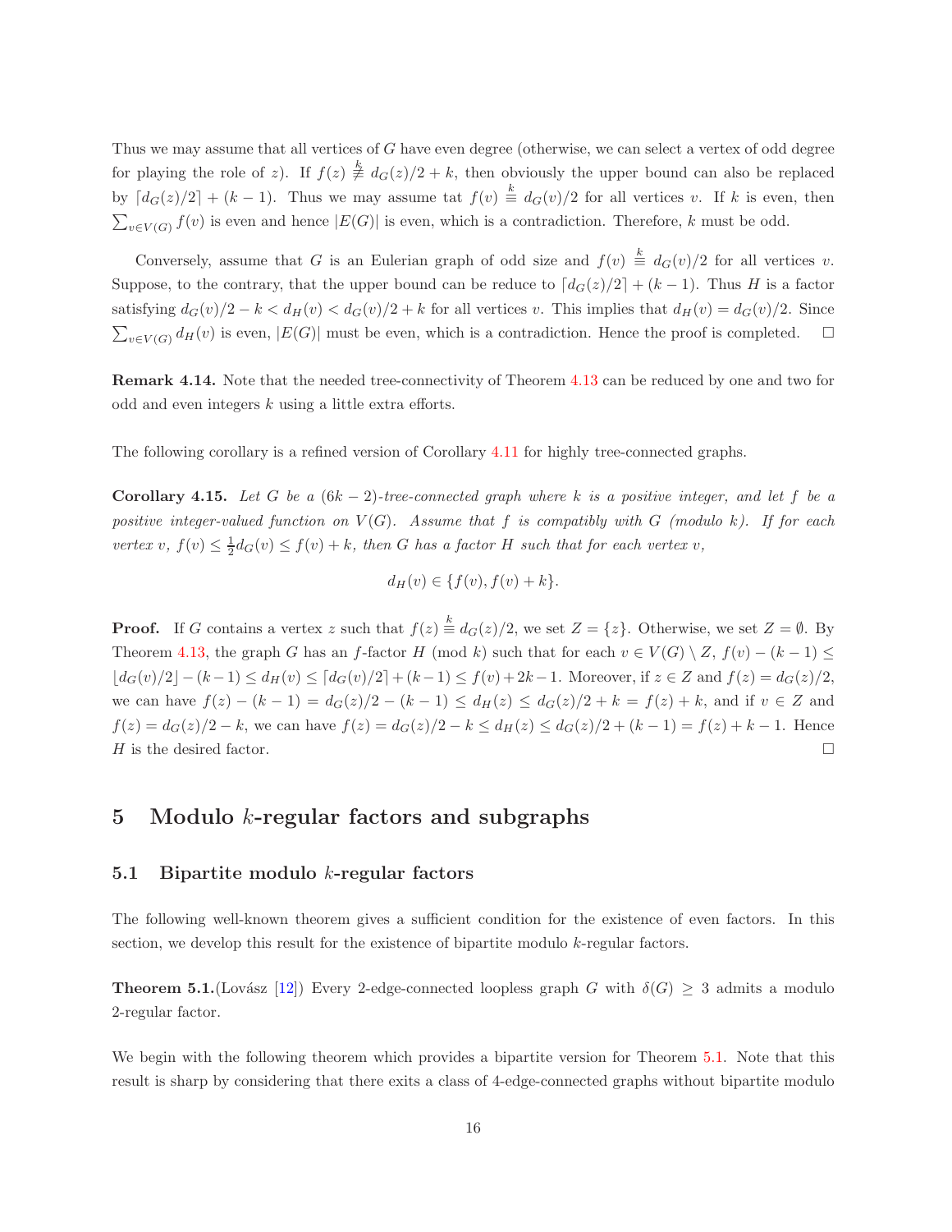Thus we may assume that all vertices of $G$ have even degree (otherwise, we can select a vertex of odd degree for playing the role of $z$). If $f(z) \stackrel{k}{\not\equiv} d_G(z)/2 + k$, then obviously the upper bound can also be replaced by $\lceil d_G(z)/2 \rceil + (k-1)$. Thus we may assume tat $f(v) \stackrel{k}{\equiv} d_G(v)/2$ for all vertices $v$. If $k$ is even, then $\sum_{v \in V(G)} f(v)$ is even and hence $|E(G)|$ is even, which is a contradiction. Therefore, $k$ must be odd.

Conversely, assume that $G$ is an Eulerian graph of odd size and $f(v) \stackrel{k}{\equiv} d_G(v)/2$ for all vertices $v$. Suppose, to the contrary, that the upper bound can be reduce to $\lceil d_G(z)/2 \rceil + (k-1)$. Thus $H$ is a factor satisfying $d_G(v)/2 - k < d_H(v) < d_G(v)/2 + k$ for all vertices $v$. This implies that $d_H(v) = d_G(v)/2$. Since $\sum_{v \in V(G)} d_H(v)$ is even, $|E(G)|$ must be even, which is a contradiction. Hence the proof is completed. $\square$

**Remark 4.14.** Note that the needed tree-connectivity of Theorem 4.13 can be reduced by one and two for odd and even integers $k$ using a little extra efforts.

The following corollary is a refined version of Corollary 4.11 for highly tree-connected graphs.

**Corollary 4.15.** *Let $G$ be a $(6k-2)$-tree-connected graph where $k$ is a positive integer, and let $f$ be a positive integer-valued function on $V(G)$. Assume that $f$ is compatibly with $G$ (modulo $k$). If for each vertex $v$, $f(v) \le \frac{1}{2} d_G(v) \le f(v) + k$, then $G$ has a factor $H$ such that for each vertex $v$,*

$$d_H(v) \in \{f(v), f(v) + k\}.$$

**Proof.** If $G$ contains a vertex $z$ such that $f(z) \stackrel{k}{\equiv} d_G(z)/2$, we set $Z = \{z\}$. Otherwise, we set $Z = \emptyset$. By Theorem 4.13, the graph $G$ has an $f$-factor $H$ (mod $k$) such that for each $v \in V(G) \setminus Z$, $f(v) - (k-1) \le \lfloor d_G(v)/2 \rfloor - (k-1) \le d_H(v) \le \lceil d_G(v)/2 \rceil + (k-1) \le f(v) + 2k - 1$. Moreover, if $z \in Z$ and $f(z) = d_G(z)/2$, we can have $f(z) - (k-1) = d_G(z)/2 - (k-1) \le d_H(z) \le d_G(z)/2 + k = f(z) + k$, and if $v \in Z$ and $f(z) = d_G(z)/2 - k$, we can have $f(z) = d_G(z)/2 - k \le d_H(z) \le d_G(z)/2 + (k-1) = f(z) + k - 1$. Hence $H$ is the desired factor. $\square$

# 5 Modulo $k$-regular factors and subgraphs

## 5.1 Bipartite modulo $k$-regular factors

The following well-known theorem gives a sufficient condition for the existence of even factors. In this section, we develop this result for the existence of bipartite modulo $k$-regular factors.

**Theorem 5.1.**(Lovász [12]) Every 2-edge-connected loopless graph $G$ with $\delta(G) \ge 3$ admits a modulo 2-regular factor.

We begin with the following theorem which provides a bipartite version for Theorem 5.1. Note that this result is sharp by considering that there exits a class of 4-edge-connected graphs without bipartite modulo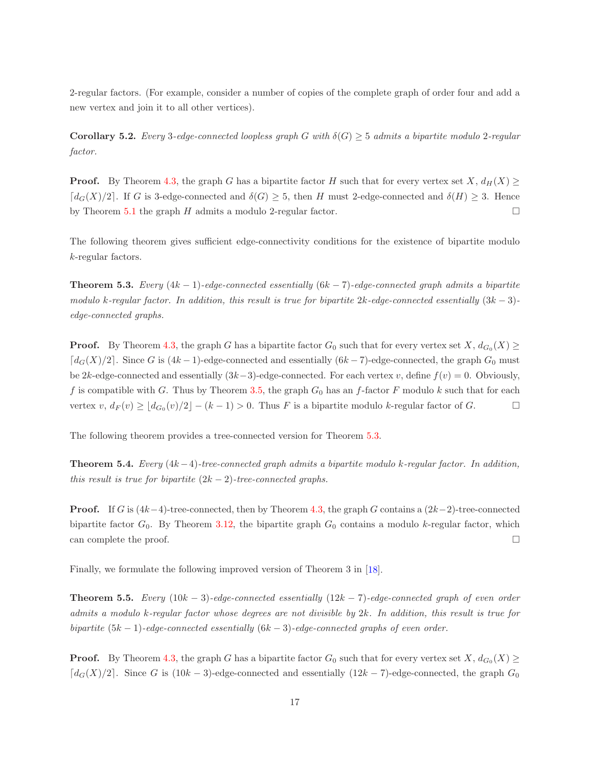2-regular factors. (For example, consider a number of copies of the complete graph of order four and add a new vertex and join it to all other vertices).

**Corollary 5.2.** *Every 3-edge-connected loopless graph $G$ with $\delta(G) \geq 5$ admits a bipartite modulo 2-regular factor.*

**Proof.** By Theorem 4.3, the graph $G$ has a bipartite factor $H$ such that for every vertex set $X$, $d_H(X) \geq \lceil d_G(X)/2 \rceil$. If $G$ is 3-edge-connected and $\delta(G) \geq 5$, then $H$ must 2-edge-connected and $\delta(H) \geq 3$. Hence by Theorem 5.1 the graph $H$ admits a modulo 2-regular factor. □

The following theorem gives sufficient edge-connectivity conditions for the existence of bipartite modulo $k$-regular factors.

**Theorem 5.3.** *Every $(4k-1)$-edge-connected essentially $(6k-7)$-edge-connected graph admits a bipartite modulo $k$-regular factor. In addition, this result is true for bipartite $2k$-edge-connected essentially $(3k-3)$-edge-connected graphs.*

**Proof.** By Theorem 4.3, the graph $G$ has a bipartite factor $G_0$ such that for every vertex set $X$, $d_{G_0}(X) \geq \lceil d_G(X)/2 \rceil$. Since $G$ is $(4k-1)$-edge-connected and essentially $(6k-7)$-edge-connected, the graph $G_0$ must be $2k$-edge-connected and essentially $(3k-3)$-edge-connected. For each vertex $v$, define $f(v) = 0$. Obviously, $f$ is compatible with $G$. Thus by Theorem 3.5, the graph $G_0$ has an $f$-factor $F$ modulo $k$ such that for each vertex $v$, $d_F(v) \geq \lfloor d_{G_0}(v)/2 \rfloor - (k-1) > 0$. Thus $F$ is a bipartite modulo $k$-regular factor of $G$. □

The following theorem provides a tree-connected version for Theorem 5.3.

**Theorem 5.4.** *Every $(4k-4)$-tree-connected graph admits a bipartite modulo $k$-regular factor. In addition, this result is true for bipartite $(2k-2)$-tree-connected graphs.*

**Proof.** If $G$ is $(4k-4)$-tree-connected, then by Theorem 4.3, the graph $G$ contains a $(2k-2)$-tree-connected bipartite factor $G_0$. By Theorem 3.12, the bipartite graph $G_0$ contains a modulo $k$-regular factor, which can complete the proof. □

Finally, we formulate the following improved version of Theorem 3 in [18].

**Theorem 5.5.** *Every $(10k-3)$-edge-connected essentially $(12k-7)$-edge-connected graph of even order admits a modulo $k$-regular factor whose degrees are not divisible by $2k$. In addition, this result is true for bipartite $(5k-1)$-edge-connected essentially $(6k-3)$-edge-connected graphs of even order.*

**Proof.** By Theorem 4.3, the graph $G$ has a bipartite factor $G_0$ such that for every vertex set $X$, $d_{G_0}(X) \geq \lceil d_G(X)/2 \rceil$. Since $G$ is $(10k-3)$-edge-connected and essentially $(12k-7)$-edge-connected, the graph $G_0$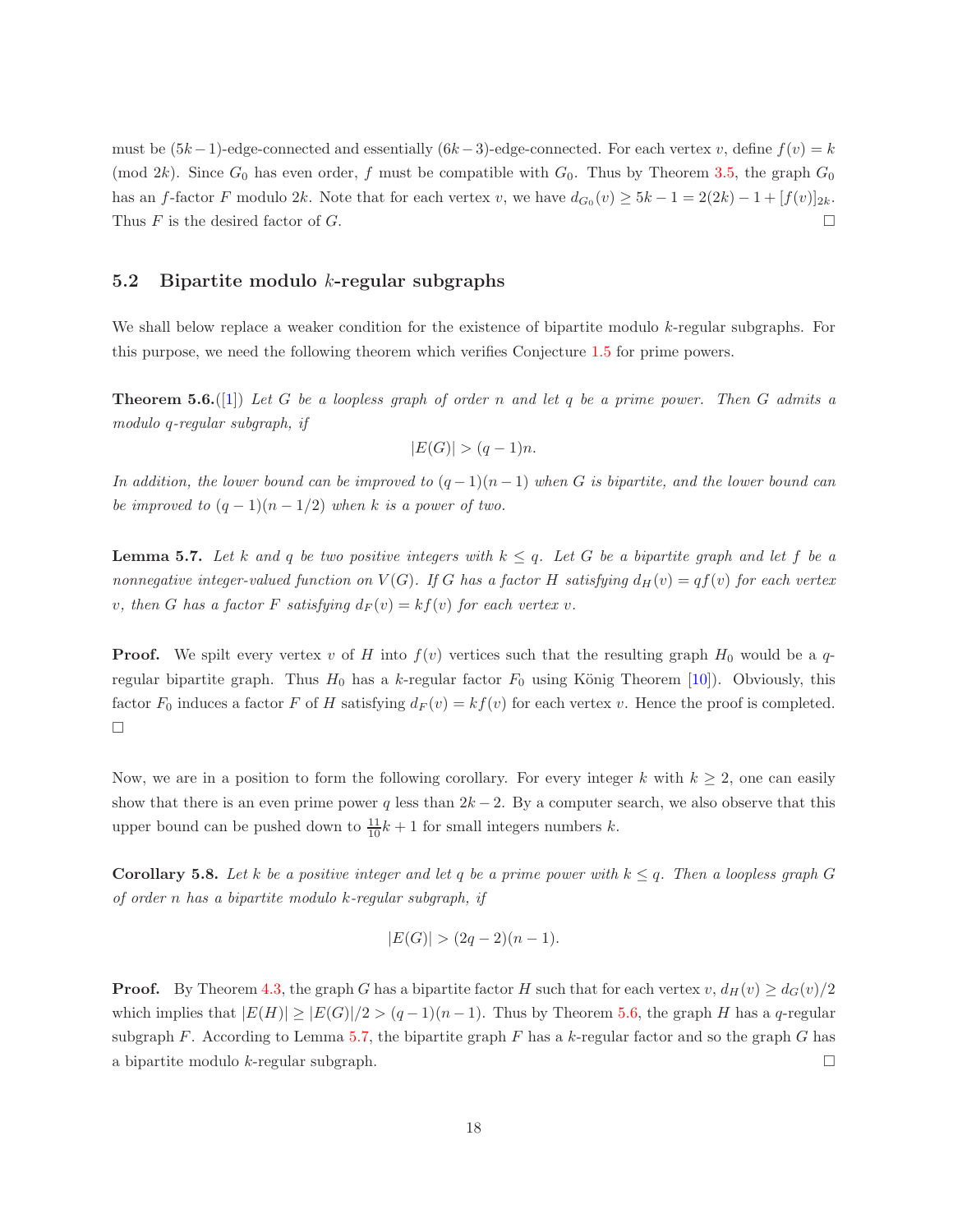must be $(5k-1)$-edge-connected and essentially $(6k-3)$-edge-connected. For each vertex $v$, define $f(v) = k$ (mod $2k$). Since $G_0$ has even order, $f$ must be compatible with $G_0$. Thus by Theorem 3.5, the graph $G_0$ has an $f$-factor $F$ modulo $2k$. Note that for each vertex $v$, we have $d_{G_0}(v) \geq 5k-1 = 2(2k)-1+[f(v)]_{2k}$. Thus $F$ is the desired factor of $G$. □

## 5.2 Bipartite modulo $k$-regular subgraphs

We shall below replace a weaker condition for the existence of bipartite modulo $k$-regular subgraphs. For this purpose, we need the following theorem which verifies Conjecture 1.5 for prime powers.

**Theorem 5.6.**([1]) *Let $G$ be a loopless graph of order $n$ and let $q$ be a prime power. Then $G$ admits a modulo $q$-regular subgraph, if*

$$|E(G)| > (q-1)n.$$

*In addition, the lower bound can be improved to $(q-1)(n-1)$ when $G$ is bipartite, and the lower bound can be improved to $(q-1)(n-1/2)$ when $k$ is a power of two.*

**Lemma 5.7.** *Let $k$ and $q$ be two positive integers with $k \leq q$. Let $G$ be a bipartite graph and let $f$ be a nonnegative integer-valued function on $V(G)$. If $G$ has a factor $H$ satisfying $d_H(v) = qf(v)$ for each vertex $v$, then $G$ has a factor $F$ satisfying $d_F(v) = kf(v)$ for each vertex $v$.*

**Proof.** We spilt every vertex $v$ of $H$ into $f(v)$ vertices such that the resulting graph $H_0$ would be a $q$-regular bipartite graph. Thus $H_0$ has a $k$-regular factor $F_0$ using König Theorem [10]). Obviously, this factor $F_0$ induces a factor $F$ of $H$ satisfying $d_F(v) = kf(v)$ for each vertex $v$. Hence the proof is completed. □

Now, we are in a position to form the following corollary. For every integer $k$ with $k \geq 2$, one can easily show that there is an even prime power $q$ less than $2k-2$. By a computer search, we also observe that this upper bound can be pushed down to $\frac{11}{10}k+1$ for small integers numbers $k$.

**Corollary 5.8.** *Let $k$ be a positive integer and let $q$ be a prime power with $k \leq q$. Then a loopless graph $G$ of order $n$ has a bipartite modulo $k$-regular subgraph, if*

$$|E(G)| > (2q-2)(n-1).$$

**Proof.** By Theorem 4.3, the graph $G$ has a bipartite factor $H$ such that for each vertex $v$, $d_H(v) \geq d_G(v)/2$ which implies that $|E(H)| \geq |E(G)|/2 > (q-1)(n-1)$. Thus by Theorem 5.6, the graph $H$ has a $q$-regular subgraph $F$. According to Lemma 5.7, the bipartite graph $F$ has a $k$-regular factor and so the graph $G$ has a bipartite modulo $k$-regular subgraph. □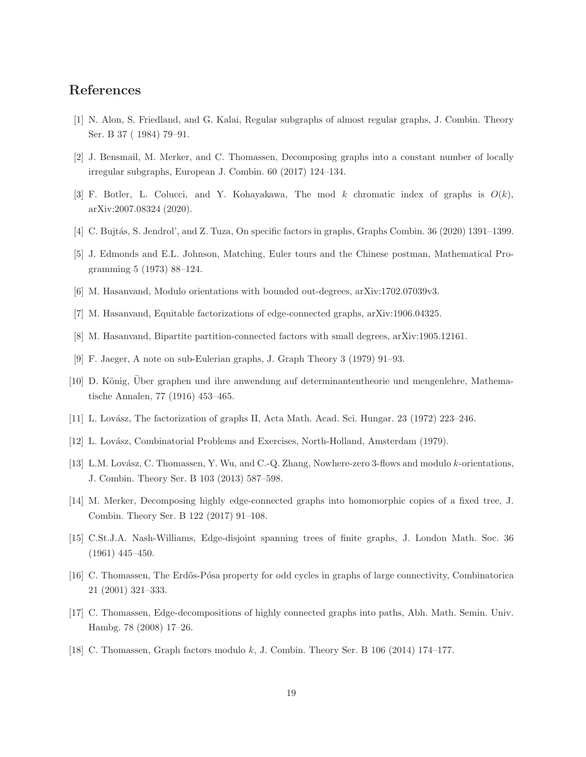## References

[1] N. Alon, S. Friedland, and G. Kalai, Regular subgraphs of almost regular graphs, J. Combin. Theory Ser. B 37 ( 1984) 79–91.

[2] J. Bensmail, M. Merker, and C. Thomassen, Decomposing graphs into a constant number of locally irregular subgraphs, European J. Combin. 60 (2017) 124–134.

[3] F. Botler, L. Colucci, and Y. Kohayakawa, The mod $k$ chromatic index of graphs is $O(k)$, arXiv:2007.08324 (2020).

[4] C. Bujtás, S. Jendrol', and Z. Tuza, On specific factors in graphs, Graphs Combin. 36 (2020) 1391–1399.

[5] J. Edmonds and E.L. Johnson, Matching, Euler tours and the Chinese postman, Mathematical Programming 5 (1973) 88–124.

[6] M. Hasanvand, Modulo orientations with bounded out-degrees, arXiv:1702.07039v3.

[7] M. Hasanvand, Equitable factorizations of edge-connected graphs, arXiv:1906.04325.

[8] M. Hasanvand, Bipartite partition-connected factors with small degrees, arXiv:1905.12161.

[9] F. Jaeger, A note on sub-Eulerian graphs, J. Graph Theory 3 (1979) 91–93.

[10] D. König, Über graphen und ihre anwendung auf determinantentheorie und mengenlehre, Mathematische Annalen, 77 (1916) 453–465.

[11] L. Lovász, The factorization of graphs II, Acta Math. Acad. Sci. Hungar. 23 (1972) 223–246.

[12] L. Lovász, Combinatorial Problems and Exercises, North-Holland, Amsterdam (1979).

[13] L.M. Lovász, C. Thomassen, Y. Wu, and C.-Q. Zhang, Nowhere-zero 3-flows and modulo $k$-orientations, J. Combin. Theory Ser. B 103 (2013) 587–598.

[14] M. Merker, Decomposing highly edge-connected graphs into homomorphic copies of a fixed tree, J. Combin. Theory Ser. B 122 (2017) 91–108.

[15] C.St.J.A. Nash-Williams, Edge-disjoint spanning trees of finite graphs, J. London Math. Soc. 36 (1961) 445–450.

[16] C. Thomassen, The Erdős-Pósa property for odd cycles in graphs of large connectivity, Combinatorica 21 (2001) 321–333.

[17] C. Thomassen, Edge-decompositions of highly connected graphs into paths, Abh. Math. Semin. Univ. Hambg. 78 (2008) 17–26.

[18] C. Thomassen, Graph factors modulo $k$, J. Combin. Theory Ser. B 106 (2014) 174–177.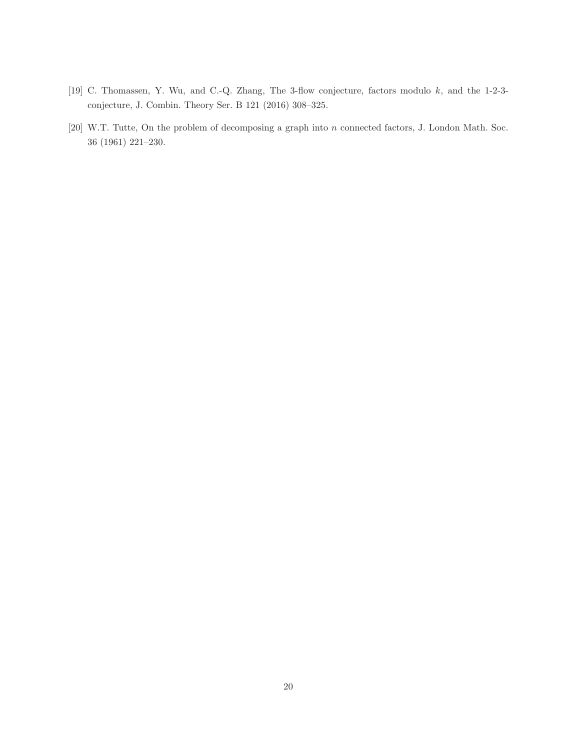[19] C. Thomassen, Y. Wu, and C.-Q. Zhang, The 3-flow conjecture, factors modulo $k$, and the 1-2-3-conjecture, J. Combin. Theory Ser. B 121 (2016) 308–325.

[20] W.T. Tutte, On the problem of decomposing a graph into $n$ connected factors, J. London Math. Soc. 36 (1961) 221–230.